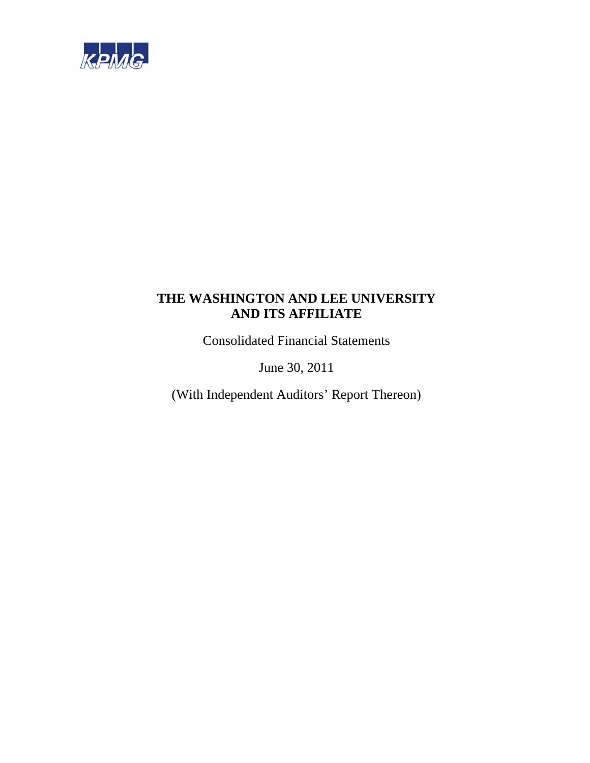KPMG

# THE WASHINGTON AND LEE UNIVERSITY AND ITS AFFILIATE

Consolidated Financial Statements

June 30, 2011

(With Independent Auditors' Report Thereon)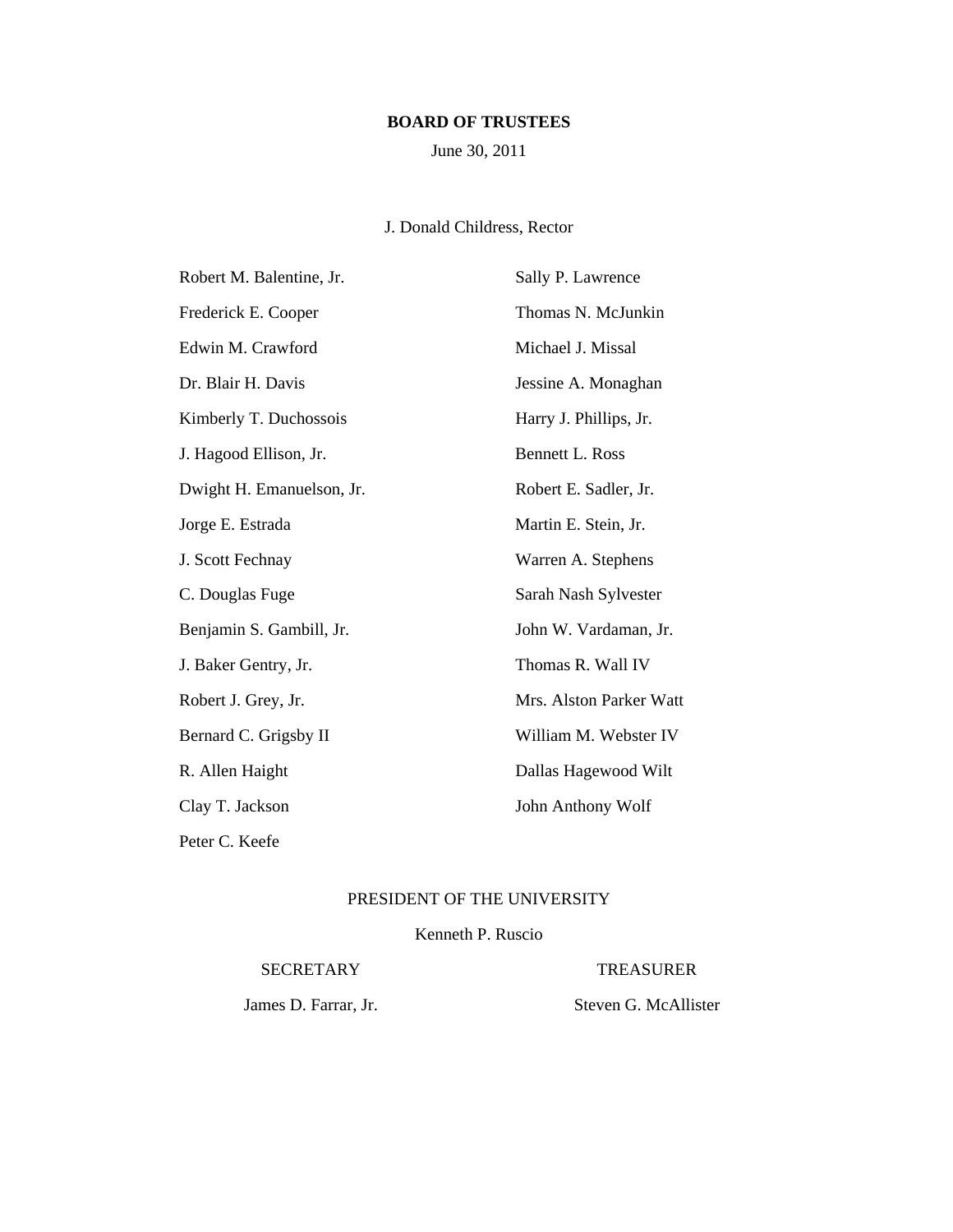# BOARD OF TRUSTEES

June 30, 2011

J. Donald Childress, Rector

Robert M. Balentine, Jr.

Frederick E. Cooper

Edwin M. Crawford

Dr. Blair H. Davis

Kimberly T. Duchossois

J. Hagood Ellison, Jr.

Dwight H. Emanuelson, Jr.

Jorge E. Estrada

J. Scott Fechnay

C. Douglas Fuge

Benjamin S. Gambill, Jr.

J. Baker Gentry, Jr.

Robert J. Grey, Jr.

Bernard C. Grigsby II

R. Allen Haight

Clay T. Jackson

Peter C. Keefe

Sally P. Lawrence

Thomas N. McJunkin

Michael J. Missal

Jessine A. Monaghan

Harry J. Phillips, Jr.

Bennett L. Ross

Robert E. Sadler, Jr.

Martin E. Stein, Jr.

Warren A. Stephens

Sarah Nash Sylvester

John W. Vardaman, Jr.

Thomas R. Wall IV

Mrs. Alston Parker Watt

William M. Webster IV

Dallas Hagewood Wilt

John Anthony Wolf

PRESIDENT OF THE UNIVERSITY

Kenneth P. Ruscio

SECRETARY

James D. Farrar, Jr.

TREASURER

Steven G. McAllister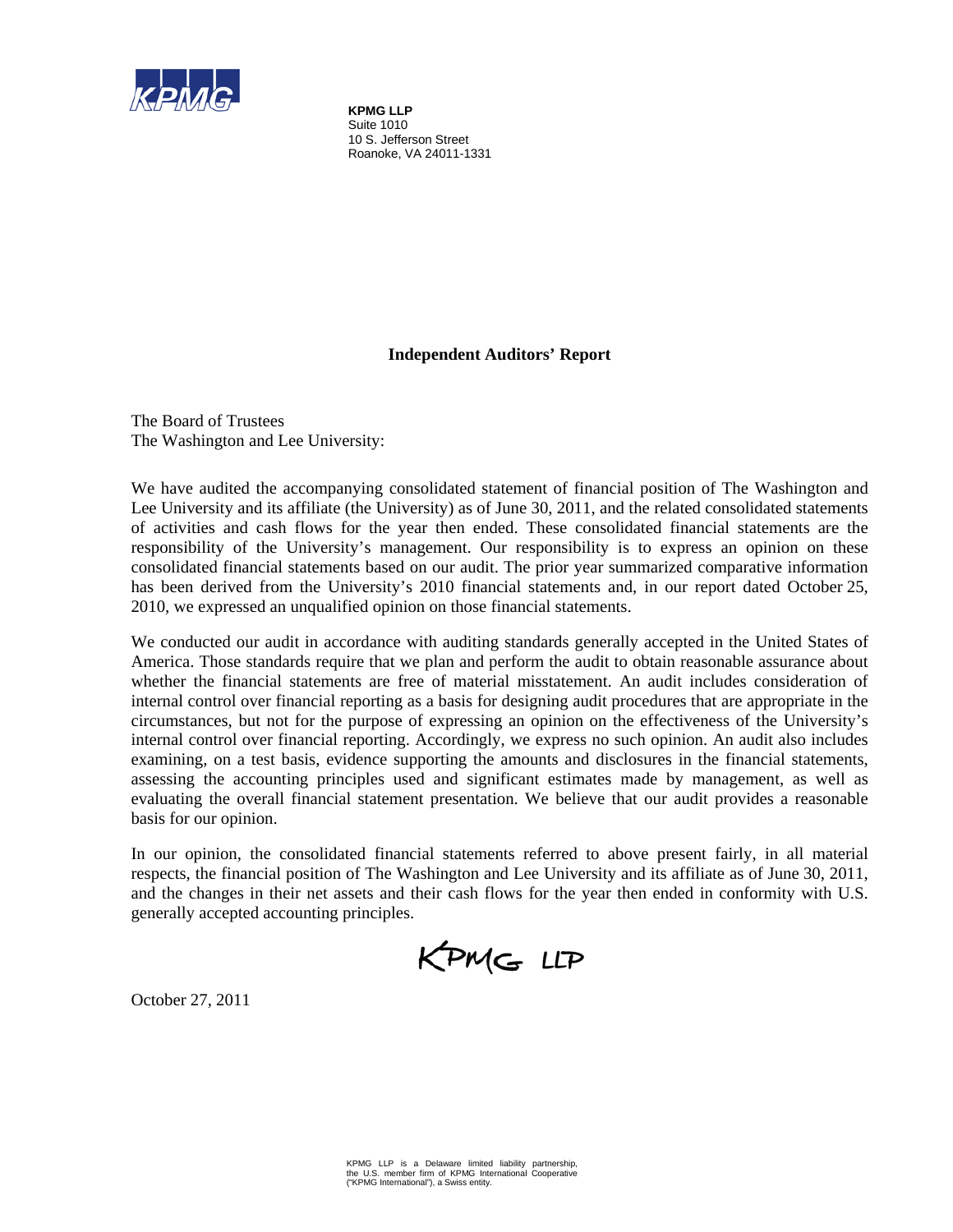**KPMG LLP**
Suite 1010
10 S. Jefferson Street
Roanoke, VA 24011-1331

## Independent Auditors' Report

The Board of Trustees
The Washington and Lee University:

We have audited the accompanying consolidated statement of financial position of The Washington and Lee University and its affiliate (the University) as of June 30, 2011, and the related consolidated statements of activities and cash flows for the year then ended. These consolidated financial statements are the responsibility of the University's management. Our responsibility is to express an opinion on these consolidated financial statements based on our audit. The prior year summarized comparative information has been derived from the University's 2010 financial statements and, in our report dated October 25, 2010, we expressed an unqualified opinion on those financial statements.

We conducted our audit in accordance with auditing standards generally accepted in the United States of America. Those standards require that we plan and perform the audit to obtain reasonable assurance about whether the financial statements are free of material misstatement. An audit includes consideration of internal control over financial reporting as a basis for designing audit procedures that are appropriate in the circumstances, but not for the purpose of expressing an opinion on the effectiveness of the University's internal control over financial reporting. Accordingly, we express no such opinion. An audit also includes examining, on a test basis, evidence supporting the amounts and disclosures in the financial statements, assessing the accounting principles used and significant estimates made by management, as well as evaluating the overall financial statement presentation. We believe that our audit provides a reasonable basis for our opinion.

In our opinion, the consolidated financial statements referred to above present fairly, in all material respects, the financial position of The Washington and Lee University and its affiliate as of June 30, 2011, and the changes in their net assets and their cash flows for the year then ended in conformity with U.S. generally accepted accounting principles.

KPMG LLP

October 27, 2011

KPMG LLP is a Delaware limited liability partnership, the U.S. member firm of KPMG International Cooperative ("KPMG International"), a Swiss entity.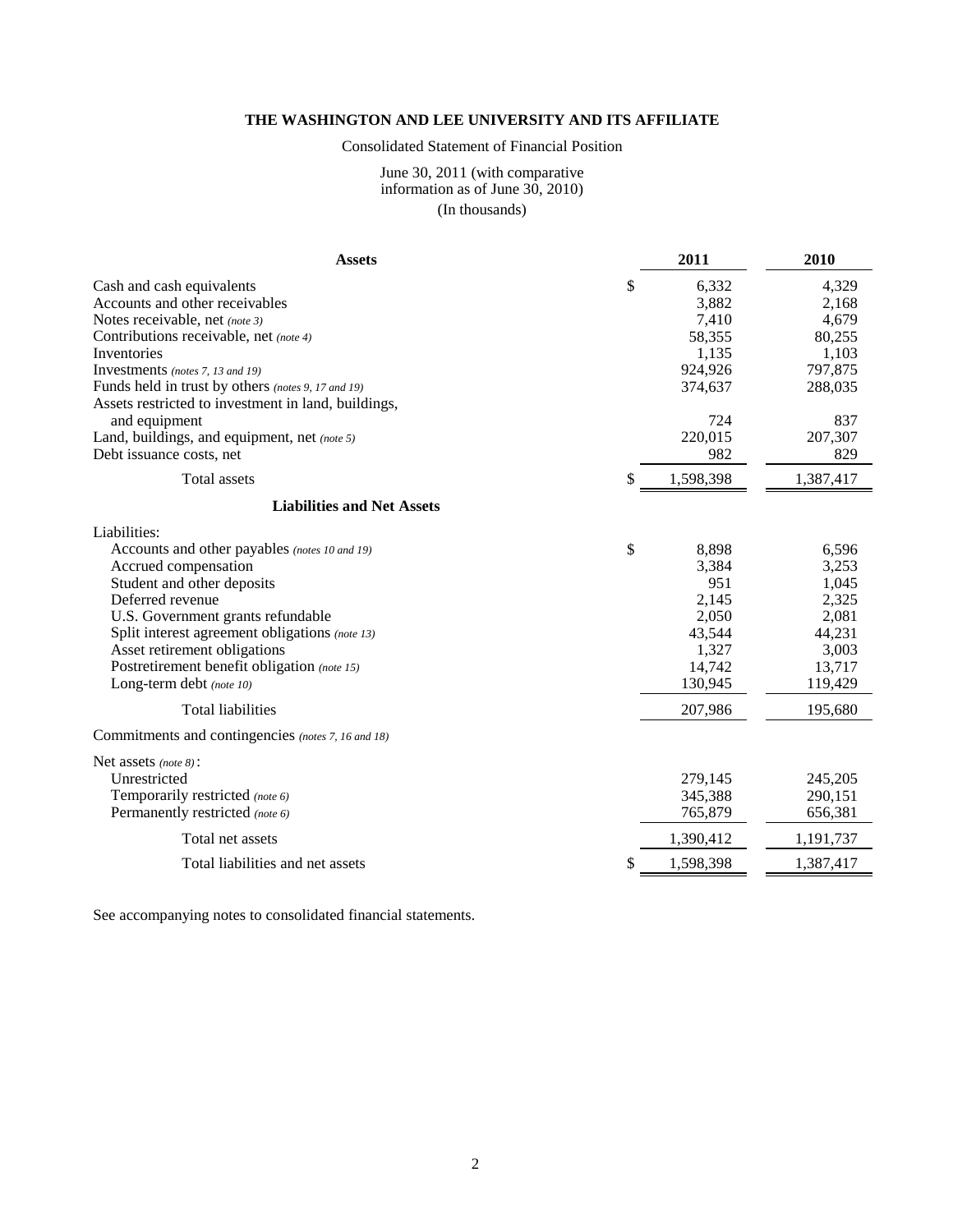**THE WASHINGTON AND LEE UNIVERSITY AND ITS AFFILIATE**

Consolidated Statement of Financial Position

June 30, 2011 (with comparative information as of June 30, 2010)

(In thousands)

| **Assets** | | **2011** | **2010** |
|---|---|---|---|
| Cash and cash equivalents | $ | 6,332 | 4,329 |
| Accounts and other receivables | | 3,882 | 2,168 |
| Notes receivable, net *(note 3)* | | 7,410 | 4,679 |
| Contributions receivable, net *(note 4)* | | 58,355 | 80,255 |
| Inventories | | 1,135 | 1,103 |
| Investments *(notes 7, 13 and 19)* | | 924,926 | 797,875 |
| Funds held in trust by others *(notes 9, 17 and 19)* | | 374,637 | 288,035 |
| Assets restricted to investment in land, buildings, and equipment | | 724 | 837 |
| Land, buildings, and equipment, net *(note 5)* | | 220,015 | 207,307 |
| Debt issuance costs, net | | 982 | 829 |
| Total assets | $ | 1,598,398 | 1,387,417 |
| **Liabilities and Net Assets** | | | |
| Liabilities: | | | |
| Accounts and other payables *(notes 10 and 19)* | $ | 8,898 | 6,596 |
| Accrued compensation | | 3,384 | 3,253 |
| Student and other deposits | | 951 | 1,045 |
| Deferred revenue | | 2,145 | 2,325 |
| U.S. Government grants refundable | | 2,050 | 2,081 |
| Split interest agreement obligations *(note 13)* | | 43,544 | 44,231 |
| Asset retirement obligations | | 1,327 | 3,003 |
| Postretirement benefit obligation *(note 15)* | | 14,742 | 13,717 |
| Long-term debt *(note 10)* | | 130,945 | 119,429 |
| Total liabilities | | 207,986 | 195,680 |
| Commitments and contingencies *(notes 7, 16 and 18)* | | | |
| Net assets *(note 8)*: | | | |
| Unrestricted | | 279,145 | 245,205 |
| Temporarily restricted *(note 6)* | | 345,388 | 290,151 |
| Permanently restricted *(note 6)* | | 765,879 | 656,381 |
| Total net assets | | 1,390,412 | 1,191,737 |
| Total liabilities and net assets | $ | 1,598,398 | 1,387,417 |

See accompanying notes to consolidated financial statements.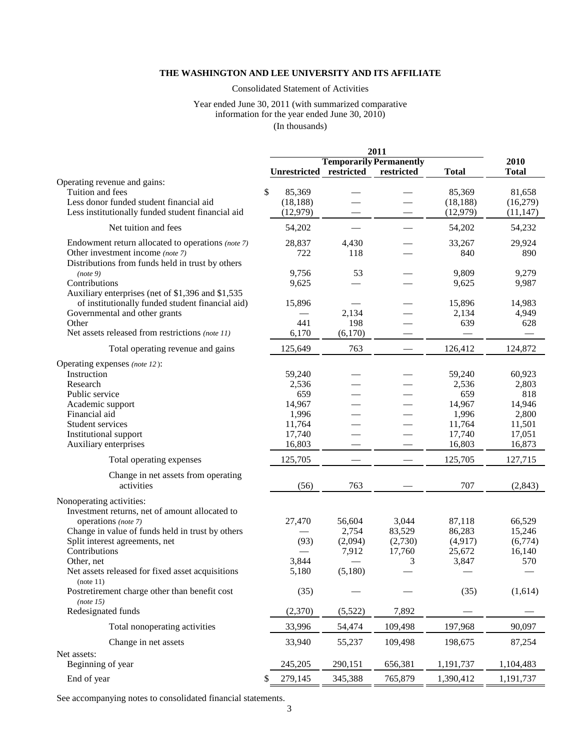**THE WASHINGTON AND LEE UNIVERSITY AND ITS AFFILIATE**

Consolidated Statement of Activities

Year ended June 30, 2011 (with summarized comparative information for the year ended June 30, 2010)

(In thousands)

| | 2011 | | | | 2010 |
|---|---|---|---|---|---|
| | Unrestricted | Temporarily restricted | Permanently restricted | Total | Total |
| Operating revenue and gains: | | | | | |
| Tuition and fees | $ 85,369 | — | — | 85,369 | 81,658 |
| Less donor funded student financial aid | (18,188) | — | — | (18,188) | (16,279) |
| Less institutionally funded student financial aid | (12,979) | — | — | (12,979) | (11,147) |
| Net tuition and fees | 54,202 | — | — | 54,202 | 54,232 |
| Endowment return allocated to operations *(note 7)* | 28,837 | 4,430 | — | 33,267 | 29,924 |
| Other investment income *(note 7)* | 722 | 118 | — | 840 | 890 |
| Distributions from funds held in trust by others *(note 9)* | 9,756 | 53 | — | 9,809 | 9,279 |
| Contributions | 9,625 | — | — | 9,625 | 9,987 |
| Auxiliary enterprises (net of $1,396 and $1,535 of institutionally funded student financial aid) | 15,896 | — | — | 15,896 | 14,983 |
| Governmental and other grants | — | 2,134 | — | 2,134 | 4,949 |
| Other | 441 | 198 | — | 639 | 628 |
| Net assets released from restrictions *(note 11)* | 6,170 | (6,170) | — | — | — |
| Total operating revenue and gains | 125,649 | 763 | — | 126,412 | 124,872 |
| Operating expenses *(note 12)*: | | | | | |
| Instruction | 59,240 | — | — | 59,240 | 60,923 |
| Research | 2,536 | — | — | 2,536 | 2,803 |
| Public service | 659 | — | — | 659 | 818 |
| Academic support | 14,967 | — | — | 14,967 | 14,946 |
| Financial aid | 1,996 | — | — | 1,996 | 2,800 |
| Student services | 11,764 | — | — | 11,764 | 11,501 |
| Institutional support | 17,740 | — | — | 17,740 | 17,051 |
| Auxiliary enterprises | 16,803 | — | — | 16,803 | 16,873 |
| Total operating expenses | 125,705 | — | — | 125,705 | 127,715 |
| Change in net assets from operating activities | (56) | 763 | — | 707 | (2,843) |
| Nonoperating activities: | | | | | |
| Investment returns, net of amount allocated to operations *(note 7)* | 27,470 | 56,604 | 3,044 | 87,118 | 66,529 |
| Change in value of funds held in trust by others | — | 2,754 | 83,529 | 86,283 | 15,246 |
| Split interest agreements, net | (93) | (2,094) | (2,730) | (4,917) | (6,774) |
| Contributions | — | 7,912 | 17,760 | 25,672 | 16,140 |
| Other, net | 3,844 | — | 3 | 3,847 | 570 |
| Net assets released for fixed asset acquisitions (note 11) | 5,180 | (5,180) | — | — | — |
| Postretirement charge other than benefit cost *(note 15)* | (35) | — | — | (35) | (1,614) |
| Redesignated funds | (2,370) | (5,522) | 7,892 | — | — |
| Total nonoperating activities | 33,996 | 54,474 | 109,498 | 197,968 | 90,097 |
| Change in net assets | 33,940 | 55,237 | 109,498 | 198,675 | 87,254 |
| Net assets: | | | | | |
| Beginning of year | 245,205 | 290,151 | 656,381 | 1,191,737 | 1,104,483 |
| End of year | $ 279,145 | 345,388 | 765,879 | 1,390,412 | 1,191,737 |

See accompanying notes to consolidated financial statements.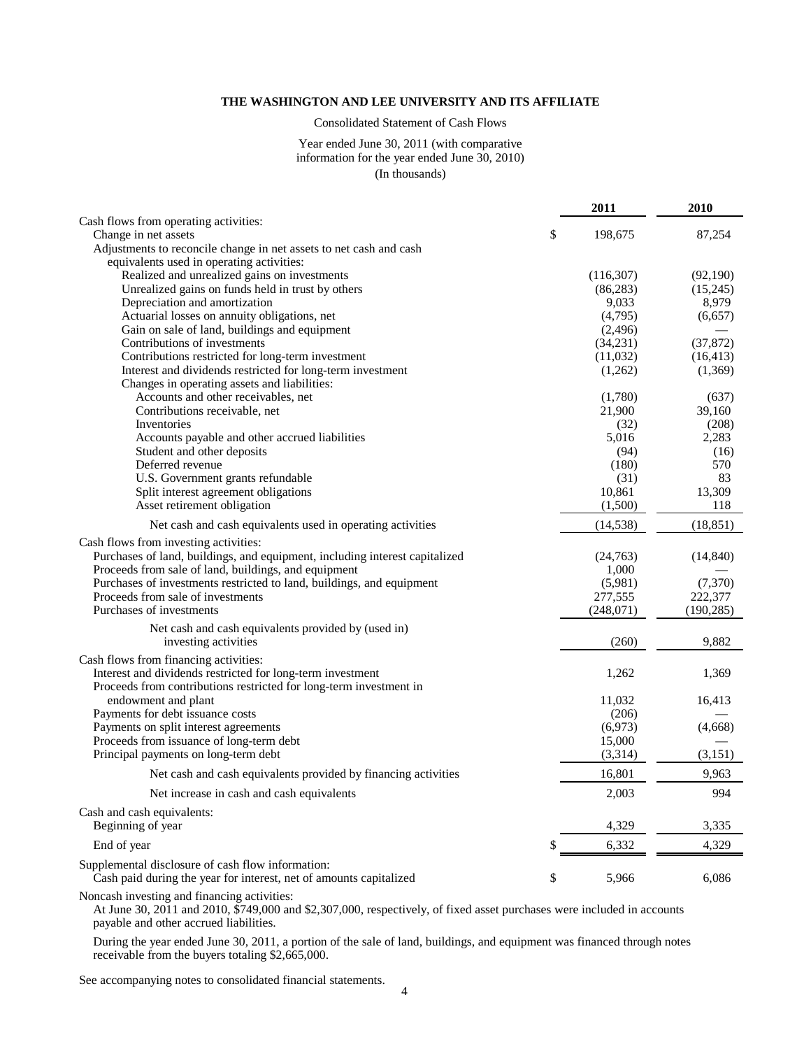**THE WASHINGTON AND LEE UNIVERSITY AND ITS AFFILIATE**

Consolidated Statement of Cash Flows

Year ended June 30, 2011 (with comparative information for the year ended June 30, 2010)

(In thousands)

| | 2011 | 2010 |
|---|---|---|
| Cash flows from operating activities: | | |
| Change in net assets | $ 198,675 | 87,254 |
| Adjustments to reconcile change in net assets to net cash and cash equivalents used in operating activities: | | |
| Realized and unrealized gains on investments | (116,307) | (92,190) |
| Unrealized gains on funds held in trust by others | (86,283) | (15,245) |
| Depreciation and amortization | 9,033 | 8,979 |
| Actuarial losses on annuity obligations, net | (4,795) | (6,657) |
| Gain on sale of land, buildings and equipment | (2,496) | — |
| Contributions of investments | (34,231) | (37,872) |
| Contributions restricted for long-term investment | (11,032) | (16,413) |
| Interest and dividends restricted for long-term investment | (1,262) | (1,369) |
| Changes in operating assets and liabilities: | | |
| Accounts and other receivables, net | (1,780) | (637) |
| Contributions receivable, net | 21,900 | 39,160 |
| Inventories | (32) | (208) |
| Accounts payable and other accrued liabilities | 5,016 | 2,283 |
| Student and other deposits | (94) | (16) |
| Deferred revenue | (180) | 570 |
| U.S. Government grants refundable | (31) | 83 |
| Split interest agreement obligations | 10,861 | 13,309 |
| Asset retirement obligation | (1,500) | 118 |
| Net cash and cash equivalents used in operating activities | (14,538) | (18,851) |
| Cash flows from investing activities: | | |
| Purchases of land, buildings, and equipment, including interest capitalized | (24,763) | (14,840) |
| Proceeds from sale of land, buildings, and equipment | 1,000 | — |
| Purchases of investments restricted to land, buildings, and equipment | (5,981) | (7,370) |
| Proceeds from sale of investments | 277,555 | 222,377 |
| Purchases of investments | (248,071) | (190,285) |
| Net cash and cash equivalents provided by (used in) investing activities | (260) | 9,882 |
| Cash flows from financing activities: | | |
| Interest and dividends restricted for long-term investment | 1,262 | 1,369 |
| Proceeds from contributions restricted for long-term investment in endowment and plant | 11,032 | 16,413 |
| Payments for debt issuance costs | (206) | — |
| Payments on split interest agreements | (6,973) | (4,668) |
| Proceeds from issuance of long-term debt | 15,000 | — |
| Principal payments on long-term debt | (3,314) | (3,151) |
| Net cash and cash equivalents provided by financing activities | 16,801 | 9,963 |
| Net increase in cash and cash equivalents | 2,003 | 994 |
| Cash and cash equivalents: | | |
| Beginning of year | 4,329 | 3,335 |
| End of year | $ 6,332 | 4,329 |
| Supplemental disclosure of cash flow information: | | |
| Cash paid during the year for interest, net of amounts capitalized | $ 5,966 | 6,086 |

Noncash investing and financing activities:

At June 30, 2011 and 2010, $749,000 and $2,307,000, respectively, of fixed asset purchases were included in accounts payable and other accrued liabilities.

During the year ended June 30, 2011, a portion of the sale of land, buildings, and equipment was financed through notes receivable from the buyers totaling $2,665,000.

See accompanying notes to consolidated financial statements.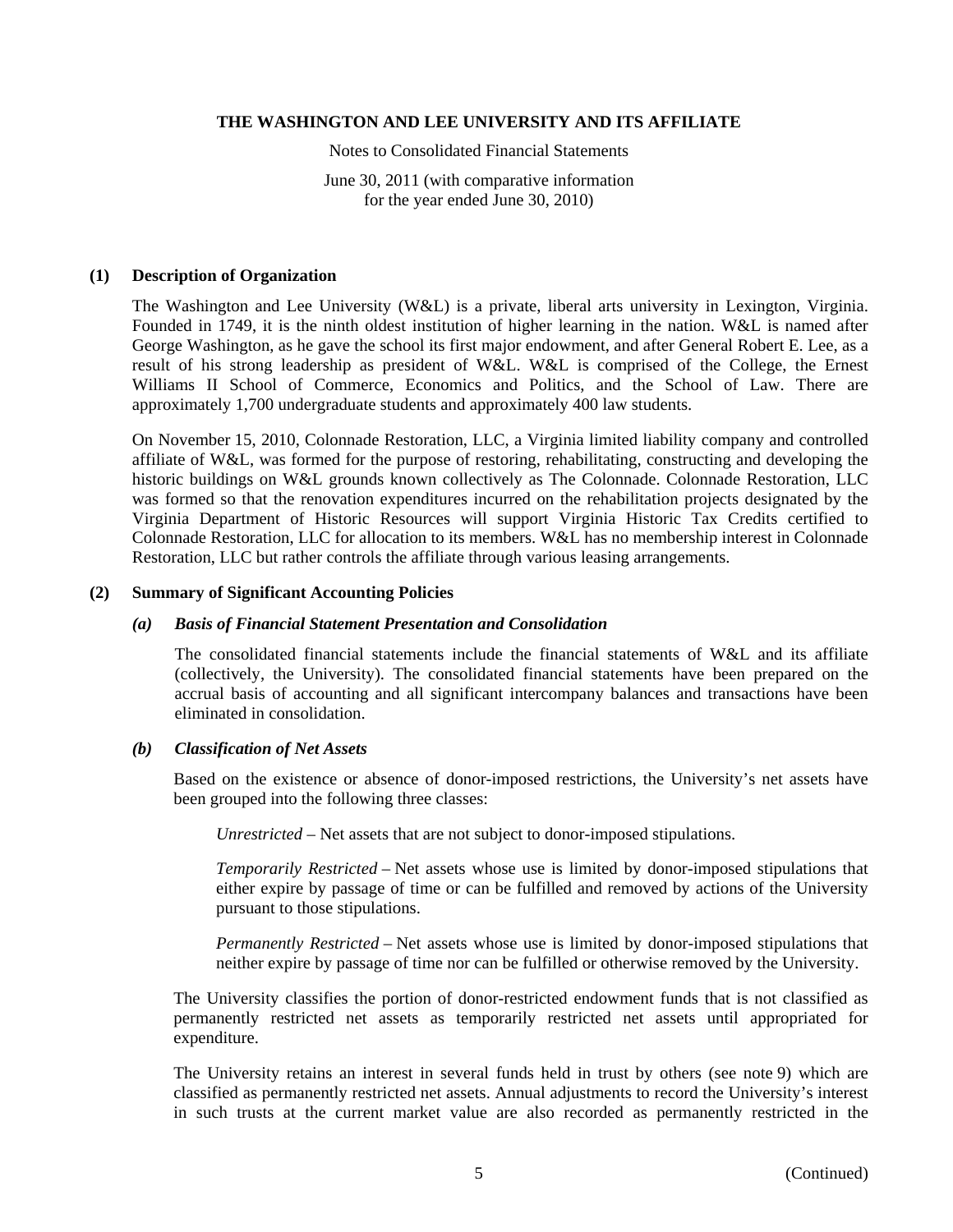**THE WASHINGTON AND LEE UNIVERSITY AND ITS AFFILIATE**

Notes to Consolidated Financial Statements

June 30, 2011 (with comparative information for the year ended June 30, 2010)

## (1) Description of Organization

The Washington and Lee University (W&L) is a private, liberal arts university in Lexington, Virginia. Founded in 1749, it is the ninth oldest institution of higher learning in the nation. W&L is named after George Washington, as he gave the school its first major endowment, and after General Robert E. Lee, as a result of his strong leadership as president of W&L. W&L is comprised of the College, the Ernest Williams II School of Commerce, Economics and Politics, and the School of Law. There are approximately 1,700 undergraduate students and approximately 400 law students.

On November 15, 2010, Colonnade Restoration, LLC, a Virginia limited liability company and controlled affiliate of W&L, was formed for the purpose of restoring, rehabilitating, constructing and developing the historic buildings on W&L grounds known collectively as The Colonnade. Colonnade Restoration, LLC was formed so that the renovation expenditures incurred on the rehabilitation projects designated by the Virginia Department of Historic Resources will support Virginia Historic Tax Credits certified to Colonnade Restoration, LLC for allocation to its members. W&L has no membership interest in Colonnade Restoration, LLC but rather controls the affiliate through various leasing arrangements.

## (2) Summary of Significant Accounting Policies

### *(a) Basis of Financial Statement Presentation and Consolidation*

The consolidated financial statements include the financial statements of W&L and its affiliate (collectively, the University). The consolidated financial statements have been prepared on the accrual basis of accounting and all significant intercompany balances and transactions have been eliminated in consolidation.

### *(b) Classification of Net Assets*

Based on the existence or absence of donor-imposed restrictions, the University's net assets have been grouped into the following three classes:

*Unrestricted* – Net assets that are not subject to donor-imposed stipulations.

*Temporarily Restricted* – Net assets whose use is limited by donor-imposed stipulations that either expire by passage of time or can be fulfilled and removed by actions of the University pursuant to those stipulations.

*Permanently Restricted* – Net assets whose use is limited by donor-imposed stipulations that neither expire by passage of time nor can be fulfilled or otherwise removed by the University.

The University classifies the portion of donor-restricted endowment funds that is not classified as permanently restricted net assets as temporarily restricted net assets until appropriated for expenditure.

The University retains an interest in several funds held in trust by others (see note 9) which are classified as permanently restricted net assets. Annual adjustments to record the University's interest in such trusts at the current market value are also recorded as permanently restricted in the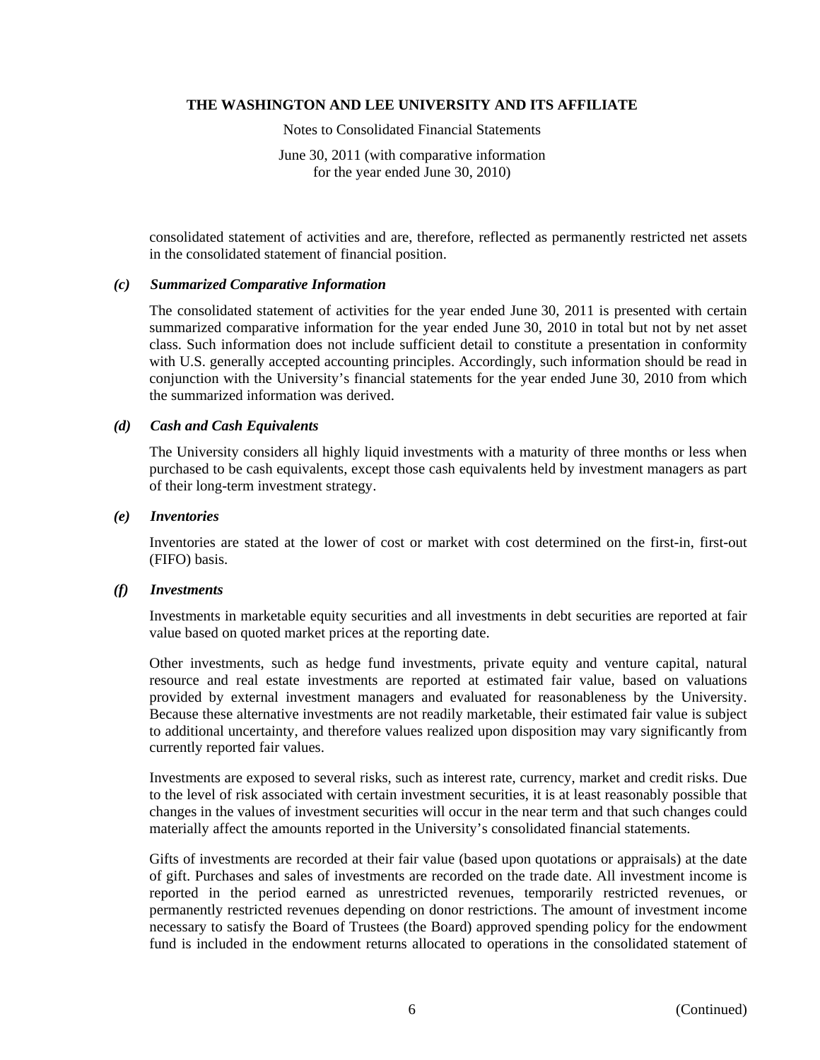consolidated statement of activities and are, therefore, reflected as permanently restricted net assets in the consolidated statement of financial position.

### *(c) Summarized Comparative Information*

The consolidated statement of activities for the year ended June 30, 2011 is presented with certain summarized comparative information for the year ended June 30, 2010 in total but not by net asset class. Such information does not include sufficient detail to constitute a presentation in conformity with U.S. generally accepted accounting principles. Accordingly, such information should be read in conjunction with the University's financial statements for the year ended June 30, 2010 from which the summarized information was derived.

### *(d) Cash and Cash Equivalents*

The University considers all highly liquid investments with a maturity of three months or less when purchased to be cash equivalents, except those cash equivalents held by investment managers as part of their long-term investment strategy.

### *(e) Inventories*

Inventories are stated at the lower of cost or market with cost determined on the first-in, first-out (FIFO) basis.

### *(f) Investments*

Investments in marketable equity securities and all investments in debt securities are reported at fair value based on quoted market prices at the reporting date.

Other investments, such as hedge fund investments, private equity and venture capital, natural resource and real estate investments are reported at estimated fair value, based on valuations provided by external investment managers and evaluated for reasonableness by the University. Because these alternative investments are not readily marketable, their estimated fair value is subject to additional uncertainty, and therefore values realized upon disposition may vary significantly from currently reported fair values.

Investments are exposed to several risks, such as interest rate, currency, market and credit risks. Due to the level of risk associated with certain investment securities, it is at least reasonably possible that changes in the values of investment securities will occur in the near term and that such changes could materially affect the amounts reported in the University's consolidated financial statements.

Gifts of investments are recorded at their fair value (based upon quotations or appraisals) at the date of gift. Purchases and sales of investments are recorded on the trade date. All investment income is reported in the period earned as unrestricted revenues, temporarily restricted revenues, or permanently restricted revenues depending on donor restrictions. The amount of investment income necessary to satisfy the Board of Trustees (the Board) approved spending policy for the endowment fund is included in the endowment returns allocated to operations in the consolidated statement of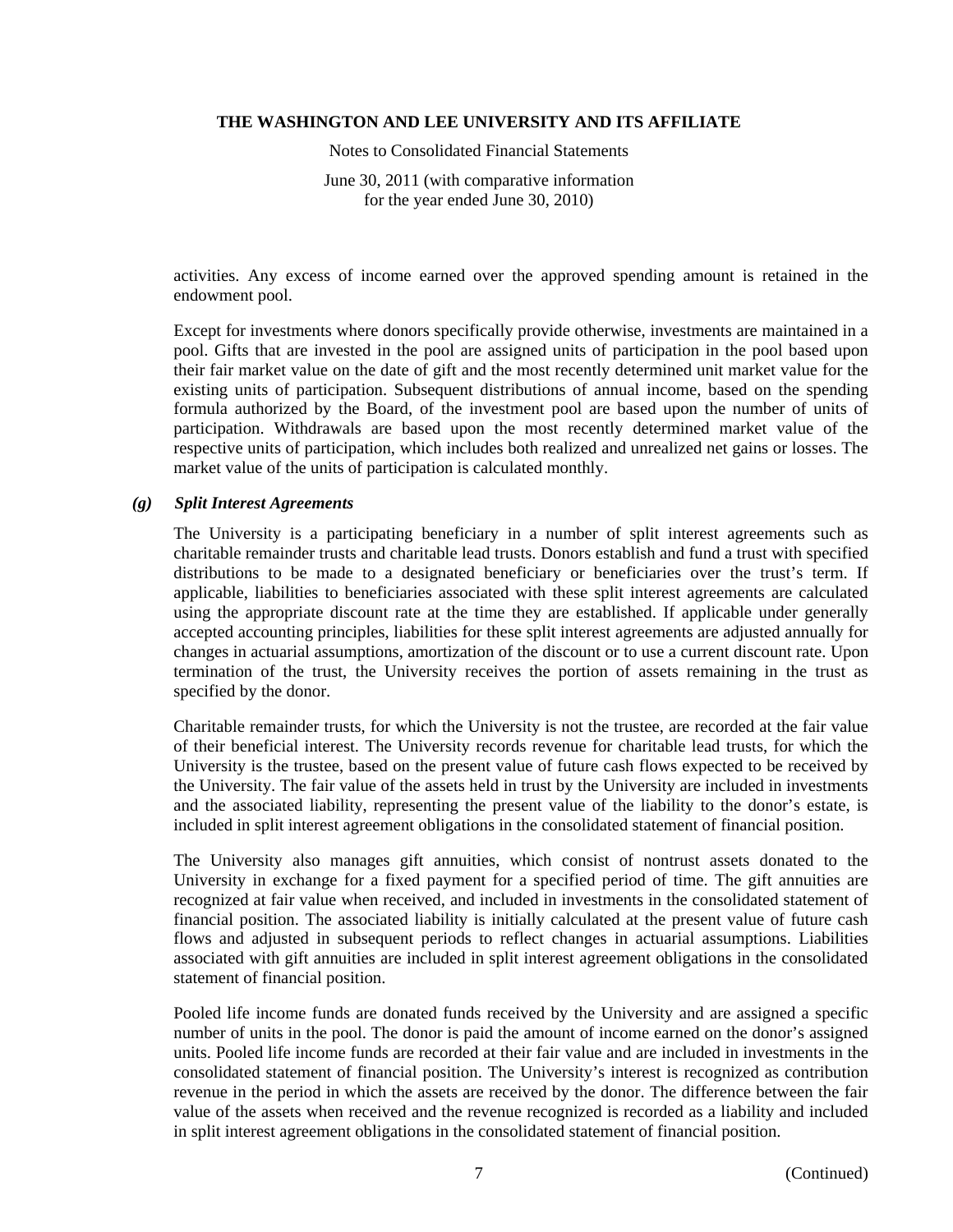activities. Any excess of income earned over the approved spending amount is retained in the endowment pool.

Except for investments where donors specifically provide otherwise, investments are maintained in a pool. Gifts that are invested in the pool are assigned units of participation in the pool based upon their fair market value on the date of gift and the most recently determined unit market value for the existing units of participation. Subsequent distributions of annual income, based on the spending formula authorized by the Board, of the investment pool are based upon the number of units of participation. Withdrawals are based upon the most recently determined market value of the respective units of participation, which includes both realized and unrealized net gains or losses. The market value of the units of participation is calculated monthly.

### *(g) Split Interest Agreements*

The University is a participating beneficiary in a number of split interest agreements such as charitable remainder trusts and charitable lead trusts. Donors establish and fund a trust with specified distributions to be made to a designated beneficiary or beneficiaries over the trust's term. If applicable, liabilities to beneficiaries associated with these split interest agreements are calculated using the appropriate discount rate at the time they are established. If applicable under generally accepted accounting principles, liabilities for these split interest agreements are adjusted annually for changes in actuarial assumptions, amortization of the discount or to use a current discount rate. Upon termination of the trust, the University receives the portion of assets remaining in the trust as specified by the donor.

Charitable remainder trusts, for which the University is not the trustee, are recorded at the fair value of their beneficial interest. The University records revenue for charitable lead trusts, for which the University is the trustee, based on the present value of future cash flows expected to be received by the University. The fair value of the assets held in trust by the University are included in investments and the associated liability, representing the present value of the liability to the donor's estate, is included in split interest agreement obligations in the consolidated statement of financial position.

The University also manages gift annuities, which consist of nontrust assets donated to the University in exchange for a fixed payment for a specified period of time. The gift annuities are recognized at fair value when received, and included in investments in the consolidated statement of financial position. The associated liability is initially calculated at the present value of future cash flows and adjusted in subsequent periods to reflect changes in actuarial assumptions. Liabilities associated with gift annuities are included in split interest agreement obligations in the consolidated statement of financial position.

Pooled life income funds are donated funds received by the University and are assigned a specific number of units in the pool. The donor is paid the amount of income earned on the donor's assigned units. Pooled life income funds are recorded at their fair value and are included in investments in the consolidated statement of financial position. The University's interest is recognized as contribution revenue in the period in which the assets are received by the donor. The difference between the fair value of the assets when received and the revenue recognized is recorded as a liability and included in split interest agreement obligations in the consolidated statement of financial position.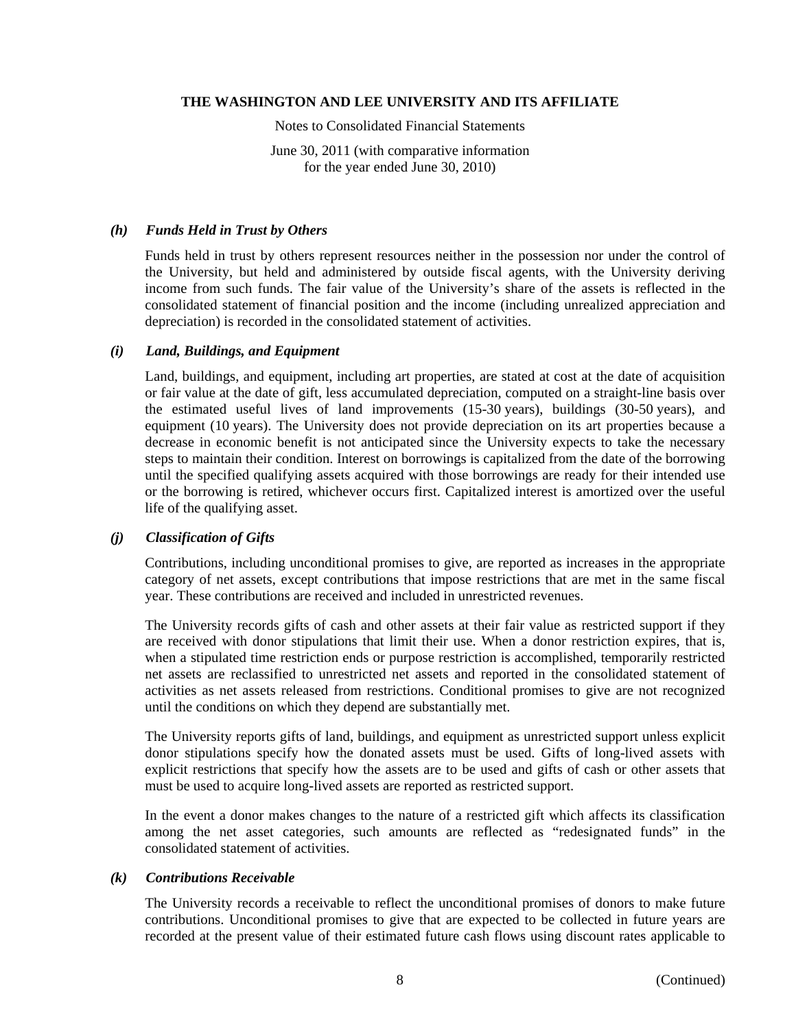### *(h) Funds Held in Trust by Others*

Funds held in trust by others represent resources neither in the possession nor under the control of the University, but held and administered by outside fiscal agents, with the University deriving income from such funds. The fair value of the University's share of the assets is reflected in the consolidated statement of financial position and the income (including unrealized appreciation and depreciation) is recorded in the consolidated statement of activities.

### *(i) Land, Buildings, and Equipment*

Land, buildings, and equipment, including art properties, are stated at cost at the date of acquisition or fair value at the date of gift, less accumulated depreciation, computed on a straight-line basis over the estimated useful lives of land improvements (15-30 years), buildings (30-50 years), and equipment (10 years). The University does not provide depreciation on its art properties because a decrease in economic benefit is not anticipated since the University expects to take the necessary steps to maintain their condition. Interest on borrowings is capitalized from the date of the borrowing until the specified qualifying assets acquired with those borrowings are ready for their intended use or the borrowing is retired, whichever occurs first. Capitalized interest is amortized over the useful life of the qualifying asset.

### *(j) Classification of Gifts*

Contributions, including unconditional promises to give, are reported as increases in the appropriate category of net assets, except contributions that impose restrictions that are met in the same fiscal year. These contributions are received and included in unrestricted revenues.

The University records gifts of cash and other assets at their fair value as restricted support if they are received with donor stipulations that limit their use. When a donor restriction expires, that is, when a stipulated time restriction ends or purpose restriction is accomplished, temporarily restricted net assets are reclassified to unrestricted net assets and reported in the consolidated statement of activities as net assets released from restrictions. Conditional promises to give are not recognized until the conditions on which they depend are substantially met.

The University reports gifts of land, buildings, and equipment as unrestricted support unless explicit donor stipulations specify how the donated assets must be used. Gifts of long-lived assets with explicit restrictions that specify how the assets are to be used and gifts of cash or other assets that must be used to acquire long-lived assets are reported as restricted support.

In the event a donor makes changes to the nature of a restricted gift which affects its classification among the net asset categories, such amounts are reflected as "redesignated funds" in the consolidated statement of activities.

### *(k) Contributions Receivable*

The University records a receivable to reflect the unconditional promises of donors to make future contributions. Unconditional promises to give that are expected to be collected in future years are recorded at the present value of their estimated future cash flows using discount rates applicable to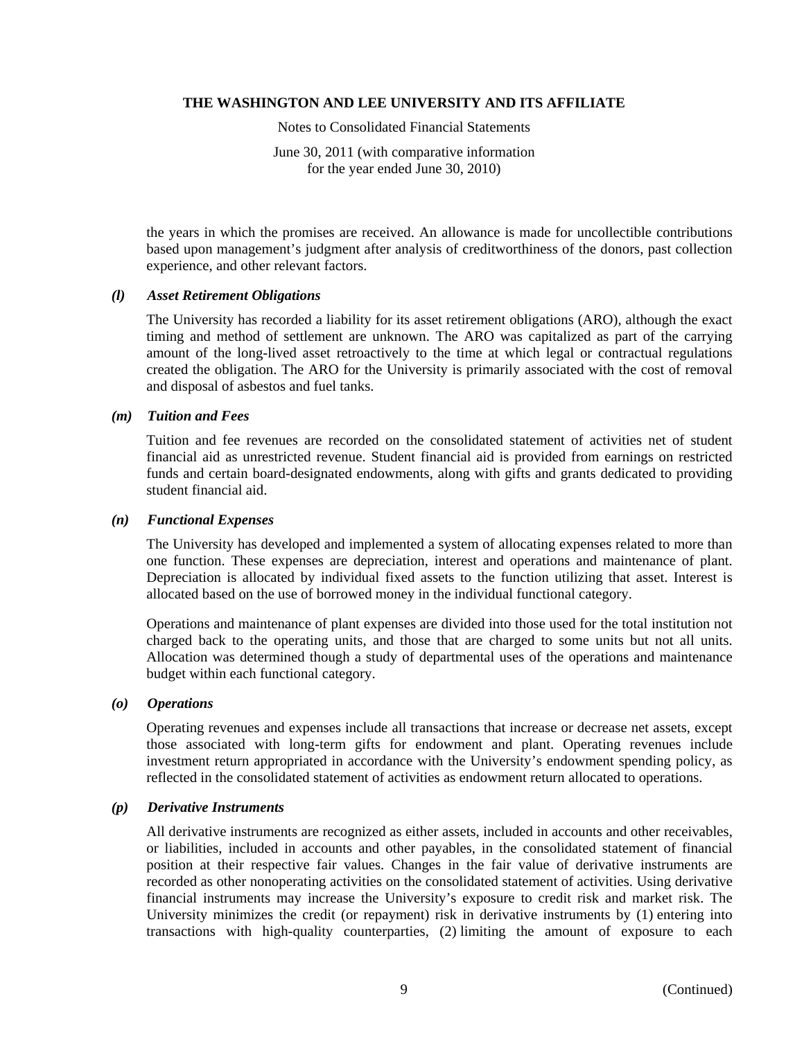the years in which the promises are received. An allowance is made for uncollectible contributions based upon management's judgment after analysis of creditworthiness of the donors, past collection experience, and other relevant factors.

### *(l) Asset Retirement Obligations*

The University has recorded a liability for its asset retirement obligations (ARO), although the exact timing and method of settlement are unknown. The ARO was capitalized as part of the carrying amount of the long-lived asset retroactively to the time at which legal or contractual regulations created the obligation. The ARO for the University is primarily associated with the cost of removal and disposal of asbestos and fuel tanks.

### *(m) Tuition and Fees*

Tuition and fee revenues are recorded on the consolidated statement of activities net of student financial aid as unrestricted revenue. Student financial aid is provided from earnings on restricted funds and certain board-designated endowments, along with gifts and grants dedicated to providing student financial aid.

### *(n) Functional Expenses*

The University has developed and implemented a system of allocating expenses related to more than one function. These expenses are depreciation, interest and operations and maintenance of plant. Depreciation is allocated by individual fixed assets to the function utilizing that asset. Interest is allocated based on the use of borrowed money in the individual functional category.

Operations and maintenance of plant expenses are divided into those used for the total institution not charged back to the operating units, and those that are charged to some units but not all units. Allocation was determined though a study of departmental uses of the operations and maintenance budget within each functional category.

### *(o) Operations*

Operating revenues and expenses include all transactions that increase or decrease net assets, except those associated with long-term gifts for endowment and plant. Operating revenues include investment return appropriated in accordance with the University's endowment spending policy, as reflected in the consolidated statement of activities as endowment return allocated to operations.

### *(p) Derivative Instruments*

All derivative instruments are recognized as either assets, included in accounts and other receivables, or liabilities, included in accounts and other payables, in the consolidated statement of financial position at their respective fair values. Changes in the fair value of derivative instruments are recorded as other nonoperating activities on the consolidated statement of activities. Using derivative financial instruments may increase the University's exposure to credit risk and market risk. The University minimizes the credit (or repayment) risk in derivative instruments by (1) entering into transactions with high-quality counterparties, (2) limiting the amount of exposure to each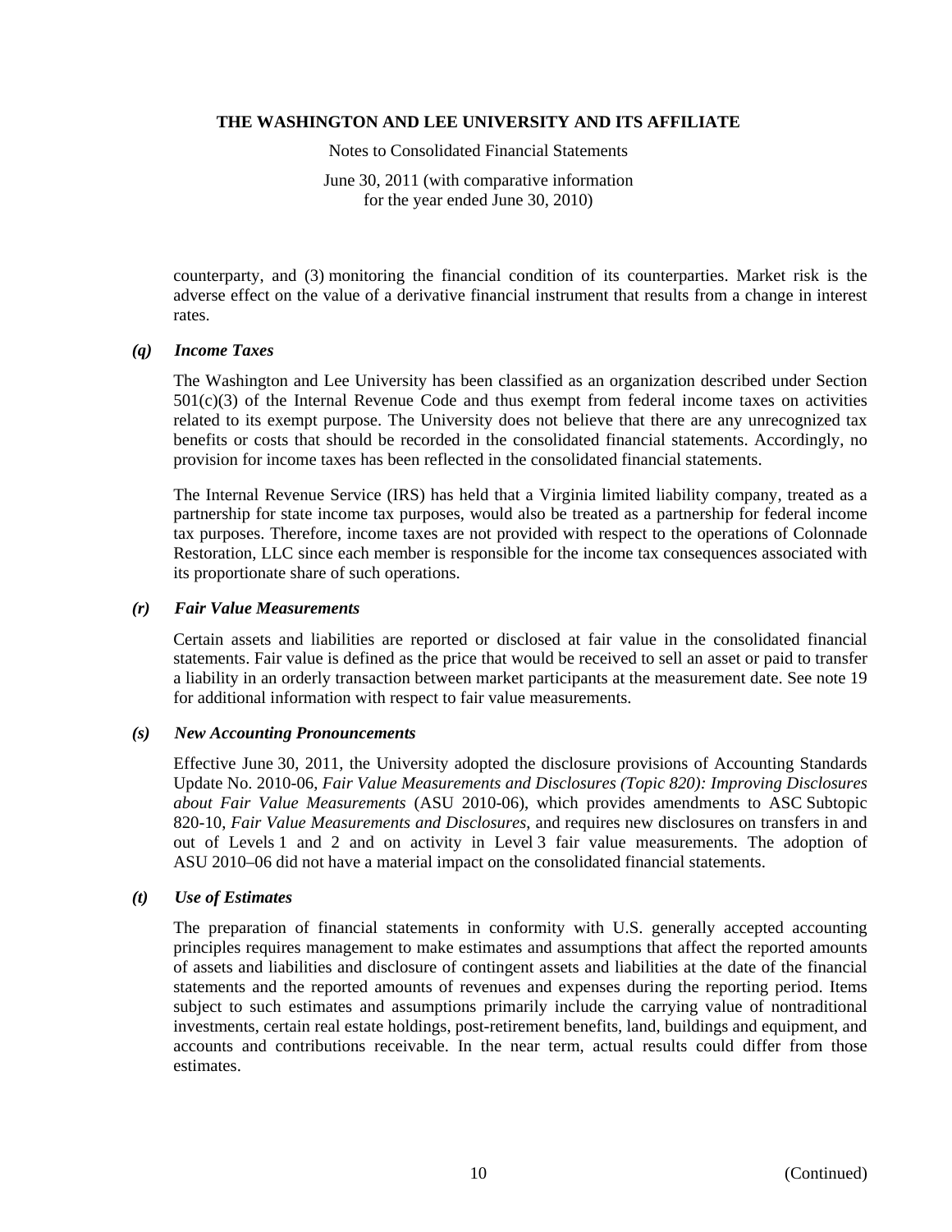counterparty, and (3) monitoring the financial condition of its counterparties. Market risk is the adverse effect on the value of a derivative financial instrument that results from a change in interest rates.

### *(q) Income Taxes*

The Washington and Lee University has been classified as an organization described under Section 501(c)(3) of the Internal Revenue Code and thus exempt from federal income taxes on activities related to its exempt purpose. The University does not believe that there are any unrecognized tax benefits or costs that should be recorded in the consolidated financial statements. Accordingly, no provision for income taxes has been reflected in the consolidated financial statements.

The Internal Revenue Service (IRS) has held that a Virginia limited liability company, treated as a partnership for state income tax purposes, would also be treated as a partnership for federal income tax purposes. Therefore, income taxes are not provided with respect to the operations of Colonnade Restoration, LLC since each member is responsible for the income tax consequences associated with its proportionate share of such operations.

### *(r) Fair Value Measurements*

Certain assets and liabilities are reported or disclosed at fair value in the consolidated financial statements. Fair value is defined as the price that would be received to sell an asset or paid to transfer a liability in an orderly transaction between market participants at the measurement date. See note 19 for additional information with respect to fair value measurements.

### *(s) New Accounting Pronouncements*

Effective June 30, 2011, the University adopted the disclosure provisions of Accounting Standards Update No. 2010-06, *Fair Value Measurements and Disclosures (Topic 820): Improving Disclosures about Fair Value Measurements* (ASU 2010-06), which provides amendments to ASC Subtopic 820-10, *Fair Value Measurements and Disclosures*, and requires new disclosures on transfers in and out of Levels 1 and 2 and on activity in Level 3 fair value measurements. The adoption of ASU 2010–06 did not have a material impact on the consolidated financial statements.

### *(t) Use of Estimates*

The preparation of financial statements in conformity with U.S. generally accepted accounting principles requires management to make estimates and assumptions that affect the reported amounts of assets and liabilities and disclosure of contingent assets and liabilities at the date of the financial statements and the reported amounts of revenues and expenses during the reporting period. Items subject to such estimates and assumptions primarily include the carrying value of nontraditional investments, certain real estate holdings, post-retirement benefits, land, buildings and equipment, and accounts and contributions receivable. In the near term, actual results could differ from those estimates.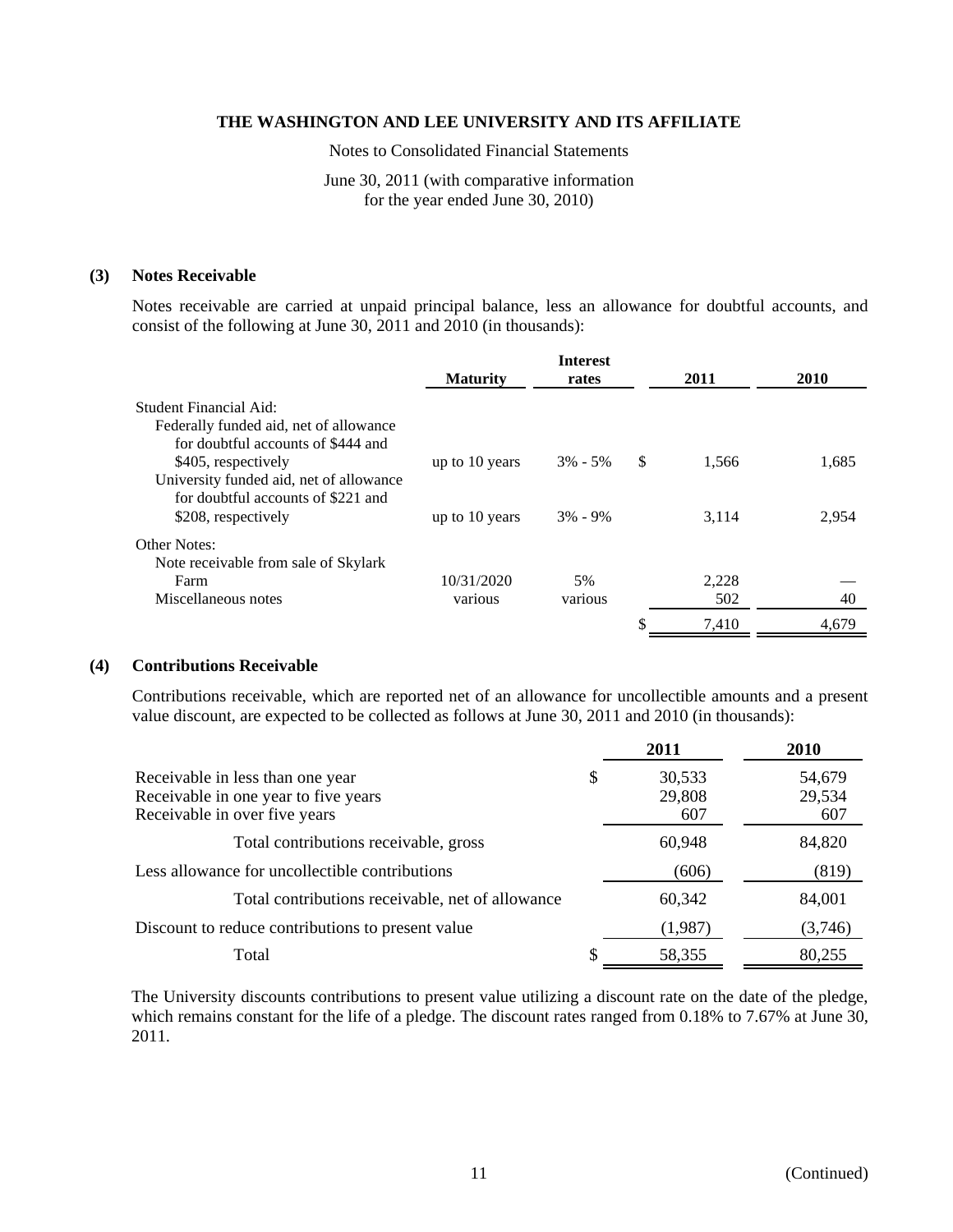### (3) Notes Receivable

Notes receivable are carried at unpaid principal balance, less an allowance for doubtful accounts, and consist of the following at June 30, 2011 and 2010 (in thousands):

| | Maturity | Interest rates | 2011 | 2010 |
|---|---|---|---|---|
| Student Financial Aid: | | | | |
| Federally funded aid, net of allowance for doubtful accounts of $444 and $405, respectively | up to 10 years | 3% - 5% | $ 1,566 | 1,685 |
| University funded aid, net of allowance for doubtful accounts of $221 and $208, respectively | up to 10 years | 3% - 9% | 3,114 | 2,954 |
| Other Notes: | | | | |
| Note receivable from sale of Skylark Farm | 10/31/2020 | 5% | 2,228 | — |
| Miscellaneous notes | various | various | 502 | 40 |
| | | | $ 7,410 | 4,679 |

### (4) Contributions Receivable

Contributions receivable, which are reported net of an allowance for uncollectible amounts and a present value discount, are expected to be collected as follows at June 30, 2011 and 2010 (in thousands):

| | 2011 | 2010 |
|---|---|---|
| Receivable in less than one year | $ 30,533 | 54,679 |
| Receivable in one year to five years | 29,808 | 29,534 |
| Receivable in over five years | 607 | 607 |
| Total contributions receivable, gross | 60,948 | 84,820 |
| Less allowance for uncollectible contributions | (606) | (819) |
| Total contributions receivable, net of allowance | 60,342 | 84,001 |
| Discount to reduce contributions to present value | (1,987) | (3,746) |
| Total | $ 58,355 | 80,255 |

The University discounts contributions to present value utilizing a discount rate on the date of the pledge, which remains constant for the life of a pledge. The discount rates ranged from 0.18% to 7.67% at June 30, 2011.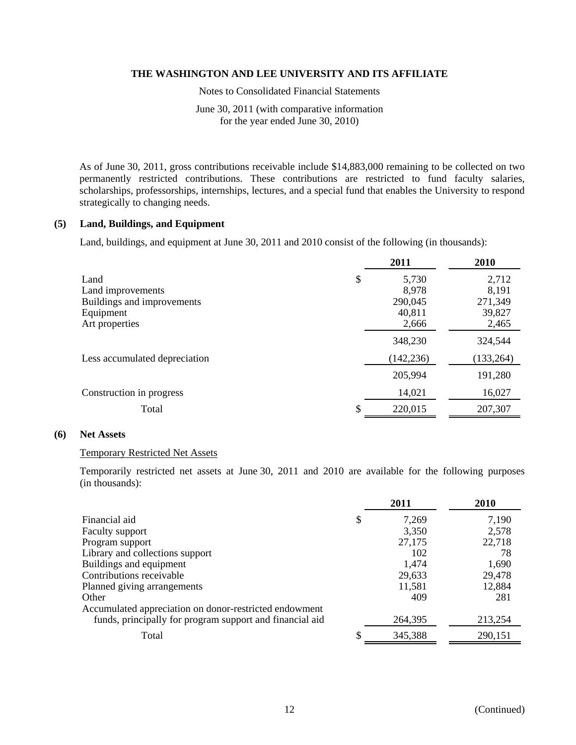As of June 30, 2011, gross contributions receivable include $14,883,000 remaining to be collected on two permanently restricted contributions. These contributions are restricted to fund faculty salaries, scholarships, professorships, internships, lectures, and a special fund that enables the University to respond strategically to changing needs.

## (5) Land, Buildings, and Equipment

Land, buildings, and equipment at June 30, 2011 and 2010 consist of the following (in thousands):

| | 2011 | 2010 |
|---|---|---|
| Land | $ 5,730 | 2,712 |
| Land improvements | 8,978 | 8,191 |
| Buildings and improvements | 290,045 | 271,349 |
| Equipment | 40,811 | 39,827 |
| Art properties | 2,666 | 2,465 |
| | 348,230 | 324,544 |
| Less accumulated depreciation | (142,236) | (133,264) |
| | 205,994 | 191,280 |
| Construction in progress | 14,021 | 16,027 |
| Total | $ 220,015 | 207,307 |

## (6) Net Assets

Temporary Restricted Net Assets

Temporarily restricted net assets at June 30, 2011 and 2010 are available for the following purposes (in thousands):

| | 2011 | 2010 |
|---|---|---|
| Financial aid | $ 7,269 | 7,190 |
| Faculty support | 3,350 | 2,578 |
| Program support | 27,175 | 22,718 |
| Library and collections support | 102 | 78 |
| Buildings and equipment | 1,474 | 1,690 |
| Contributions receivable | 29,633 | 29,478 |
| Planned giving arrangements | 11,581 | 12,884 |
| Other | 409 | 281 |
| Accumulated appreciation on donor-restricted endowment funds, principally for program support and financial aid | 264,395 | 213,254 |
| Total | $ 345,388 | 290,151 |

(Continued)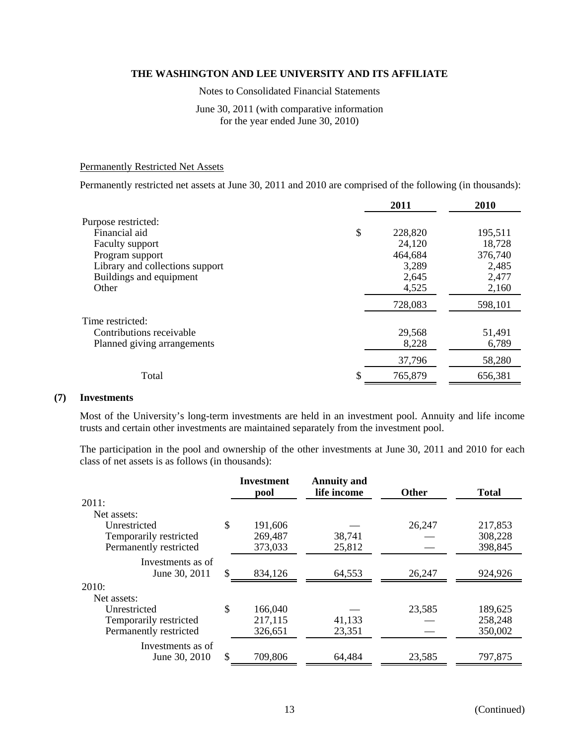### Permanently Restricted Net Assets

Permanently restricted net assets at June 30, 2011 and 2010 are comprised of the following (in thousands):

| | 2011 | 2010 |
|---|---|---|
| Purpose restricted: | | |
| Financial aid | $ 228,820 | 195,511 |
| Faculty support | 24,120 | 18,728 |
| Program support | 464,684 | 376,740 |
| Library and collections support | 3,289 | 2,485 |
| Buildings and equipment | 2,645 | 2,477 |
| Other | 4,525 | 2,160 |
| | 728,083 | 598,101 |
| Time restricted: | | |
| Contributions receivable | 29,568 | 51,491 |
| Planned giving arrangements | 8,228 | 6,789 |
| | 37,796 | 58,280 |
| Total | $ 765,879 | 656,381 |

## (7) Investments

Most of the University's long-term investments are held in an investment pool. Annuity and life income trusts and certain other investments are maintained separately from the investment pool.

The participation in the pool and ownership of the other investments at June 30, 2011 and 2010 for each class of net assets is as follows (in thousands):

| | Investment pool | Annuity and life income | Other | Total |
|---|---|---|---|---|
| 2011: | | | | |
| Net assets: | | | | |
| Unrestricted | $ 191,606 | — | 26,247 | 217,853 |
| Temporarily restricted | 269,487 | 38,741 | — | 308,228 |
| Permanently restricted | 373,033 | 25,812 | — | 398,845 |
| Investments as of June 30, 2011 | $ 834,126 | 64,553 | 26,247 | 924,926 |
| 2010: | | | | |
| Net assets: | | | | |
| Unrestricted | $ 166,040 | — | 23,585 | 189,625 |
| Temporarily restricted | 217,115 | 41,133 | — | 258,248 |
| Permanently restricted | 326,651 | 23,351 | — | 350,002 |
| Investments as of June 30, 2010 | $ 709,806 | 64,484 | 23,585 | 797,875 |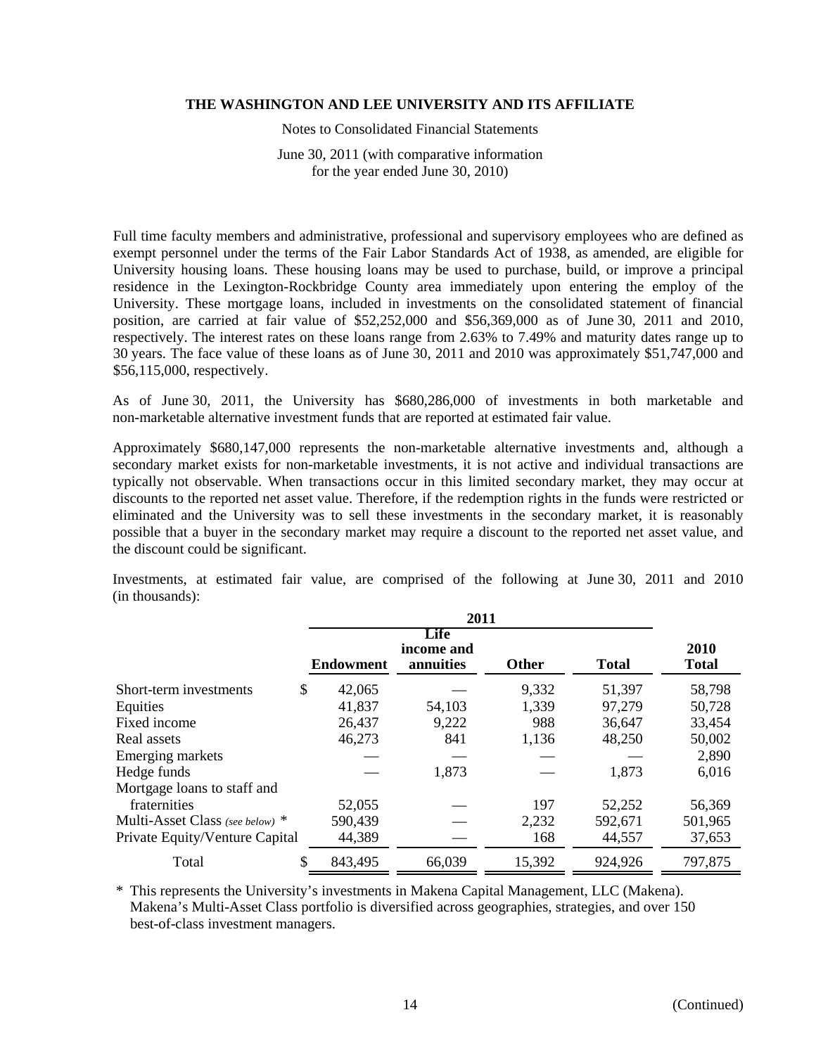Full time faculty members and administrative, professional and supervisory employees who are defined as exempt personnel under the terms of the Fair Labor Standards Act of 1938, as amended, are eligible for University housing loans. These housing loans may be used to purchase, build, or improve a principal residence in the Lexington-Rockbridge County area immediately upon entering the employ of the University. These mortgage loans, included in investments on the consolidated statement of financial position, are carried at fair value of $52,252,000 and $56,369,000 as of June 30, 2011 and 2010, respectively. The interest rates on these loans range from 2.63% to 7.49% and maturity dates range up to 30 years. The face value of these loans as of June 30, 2011 and 2010 was approximately $51,747,000 and $56,115,000, respectively.

As of June 30, 2011, the University has $680,286,000 of investments in both marketable and non-marketable alternative investment funds that are reported at estimated fair value.

Approximately $680,147,000 represents the non-marketable alternative investments and, although a secondary market exists for non-marketable investments, it is not active and individual transactions are typically not observable. When transactions occur in this limited secondary market, they may occur at discounts to the reported net asset value. Therefore, if the redemption rights in the funds were restricted or eliminated and the University was to sell these investments in the secondary market, it is reasonably possible that a buyer in the secondary market may require a discount to the reported net asset value, and the discount could be significant.

Investments, at estimated fair value, are comprised of the following at June 30, 2011 and 2010 (in thousands):

| | 2011 | | | | |
|---|---|---|---|---|---|
| | Endowment | Life income and annuities | Other | Total | 2010 Total |
| Short-term investments | $ 42,065 | — | 9,332 | 51,397 | 58,798 |
| Equities | 41,837 | 54,103 | 1,339 | 97,279 | 50,728 |
| Fixed income | 26,437 | 9,222 | 988 | 36,647 | 33,454 |
| Real assets | 46,273 | 841 | 1,136 | 48,250 | 50,002 |
| Emerging markets | — | — | — | — | 2,890 |
| Hedge funds | — | 1,873 | — | 1,873 | 6,016 |
| Mortgage loans to staff and fraternities | 52,055 | — | 197 | 52,252 | 56,369 |
| Multi-Asset Class *(see below)* * | 590,439 | — | 2,232 | 592,671 | 501,965 |
| Private Equity/Venture Capital | 44,389 | — | 168 | 44,557 | 37,653 |
| Total | $ 843,495 | 66,039 | 15,392 | 924,926 | 797,875 |

\* This represents the University's investments in Makena Capital Management, LLC (Makena). Makena's Multi-Asset Class portfolio is diversified across geographies, strategies, and over 150 best-of-class investment managers.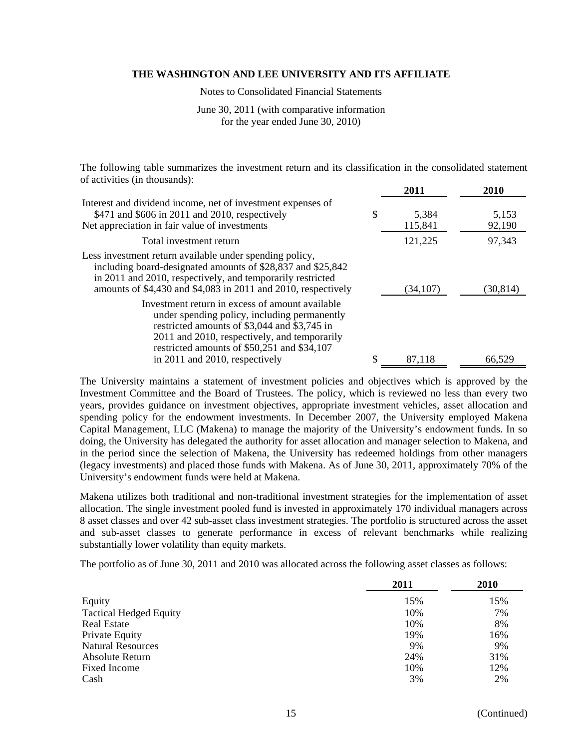The following table summarizes the investment return and its classification in the consolidated statement of activities (in thousands):

| | 2011 | 2010 |
|---|---|---|
| Interest and dividend income, net of investment expenses of $471 and $606 in 2011 and 2010, respectively | $ 5,384 | 5,153 |
| Net appreciation in fair value of investments | 115,841 | 92,190 |
| Total investment return | 121,225 | 97,343 |
| Less investment return available under spending policy, including board-designated amounts of $28,837 and $25,842 in 2011 and 2010, respectively, and temporarily restricted amounts of $4,430 and $4,083 in 2011 and 2010, respectively | (34,107) | (30,814) |
| Investment return in excess of amount available under spending policy, including permanently restricted amounts of $3,044 and $3,745 in 2011 and 2010, respectively, and temporarily restricted amounts of $50,251 and $34,107 in 2011 and 2010, respectively | $ 87,118 | 66,529 |

The University maintains a statement of investment policies and objectives which is approved by the Investment Committee and the Board of Trustees. The policy, which is reviewed no less than every two years, provides guidance on investment objectives, appropriate investment vehicles, asset allocation and spending policy for the endowment investments. In December 2007, the University employed Makena Capital Management, LLC (Makena) to manage the majority of the University's endowment funds. In so doing, the University has delegated the authority for asset allocation and manager selection to Makena, and in the period since the selection of Makena, the University has redeemed holdings from other managers (legacy investments) and placed those funds with Makena. As of June 30, 2011, approximately 70% of the University's endowment funds were held at Makena.

Makena utilizes both traditional and non-traditional investment strategies for the implementation of asset allocation. The single investment pooled fund is invested in approximately 170 individual managers across 8 asset classes and over 42 sub-asset class investment strategies. The portfolio is structured across the asset and sub-asset classes to generate performance in excess of relevant benchmarks while realizing substantially lower volatility than equity markets.

The portfolio as of June 30, 2011 and 2010 was allocated across the following asset classes as follows:

| | 2011 | 2010 |
|---|---|---|
| Equity | 15% | 15% |
| Tactical Hedged Equity | 10% | 7% |
| Real Estate | 10% | 8% |
| Private Equity | 19% | 16% |
| Natural Resources | 9% | 9% |
| Absolute Return | 24% | 31% |
| Fixed Income | 10% | 12% |
| Cash | 3% | 2% |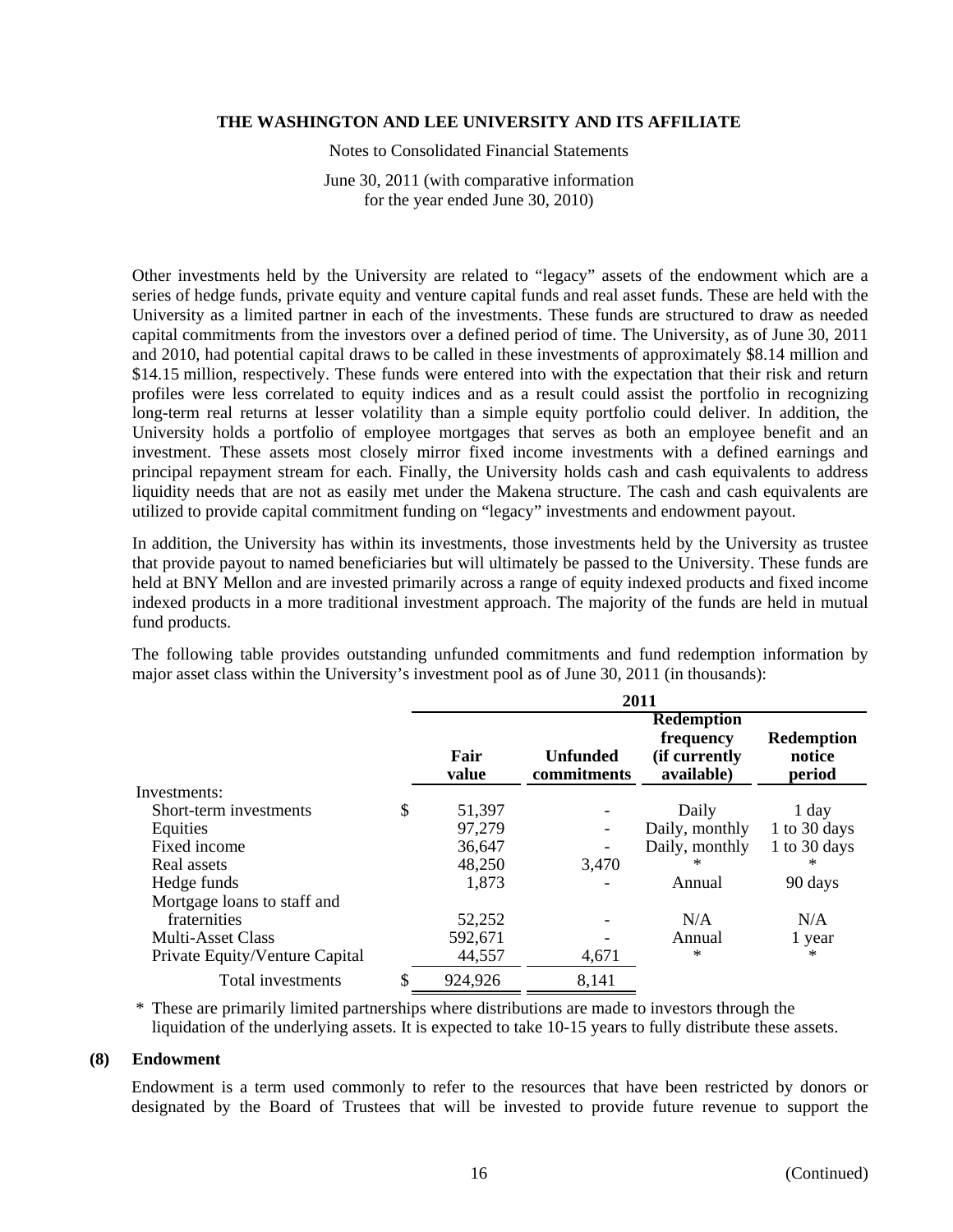Other investments held by the University are related to "legacy" assets of the endowment which are a series of hedge funds, private equity and venture capital funds and real asset funds. These are held with the University as a limited partner in each of the investments. These funds are structured to draw as needed capital commitments from the investors over a defined period of time. The University, as of June 30, 2011 and 2010, had potential capital draws to be called in these investments of approximately $8.14 million and $14.15 million, respectively. These funds were entered into with the expectation that their risk and return profiles were less correlated to equity indices and as a result could assist the portfolio in recognizing long-term real returns at lesser volatility than a simple equity portfolio could deliver. In addition, the University holds a portfolio of employee mortgages that serves as both an employee benefit and an investment. These assets most closely mirror fixed income investments with a defined earnings and principal repayment stream for each. Finally, the University holds cash and cash equivalents to address liquidity needs that are not as easily met under the Makena structure. The cash and cash equivalents are utilized to provide capital commitment funding on "legacy" investments and endowment payout.

In addition, the University has within its investments, those investments held by the University as trustee that provide payout to named beneficiaries but will ultimately be passed to the University. These funds are held at BNY Mellon and are invested primarily across a range of equity indexed products and fixed income indexed products in a more traditional investment approach. The majority of the funds are held in mutual fund products.

The following table provides outstanding unfunded commitments and fund redemption information by major asset class within the University's investment pool as of June 30, 2011 (in thousands):

| | 2011 | | | |
|---|---|---|---|---|
| | Fair value | Unfunded commitments | Redemption frequency (if currently available) | Redemption notice period |
| Investments: | | | | |
| Short-term investments | $ 51,397 | - | Daily | 1 day |
| Equities | 97,279 | - | Daily, monthly | 1 to 30 days |
| Fixed income | 36,647 | - | Daily, monthly | 1 to 30 days |
| Real assets | 48,250 | 3,470 | * | * |
| Hedge funds | 1,873 | - | Annual | 90 days |
| Mortgage loans to staff and fraternities | 52,252 | - | N/A | N/A |
| Multi-Asset Class | 592,671 | - | Annual | 1 year |
| Private Equity/Venture Capital | 44,557 | 4,671 | * | * |
| Total investments | $ 924,926 | 8,141 | | |

\* These are primarily limited partnerships where distributions are made to investors through the liquidation of the underlying assets. It is expected to take 10-15 years to fully distribute these assets.

**(8) Endowment**

Endowment is a term used commonly to refer to the resources that have been restricted by donors or designated by the Board of Trustees that will be invested to provide future revenue to support the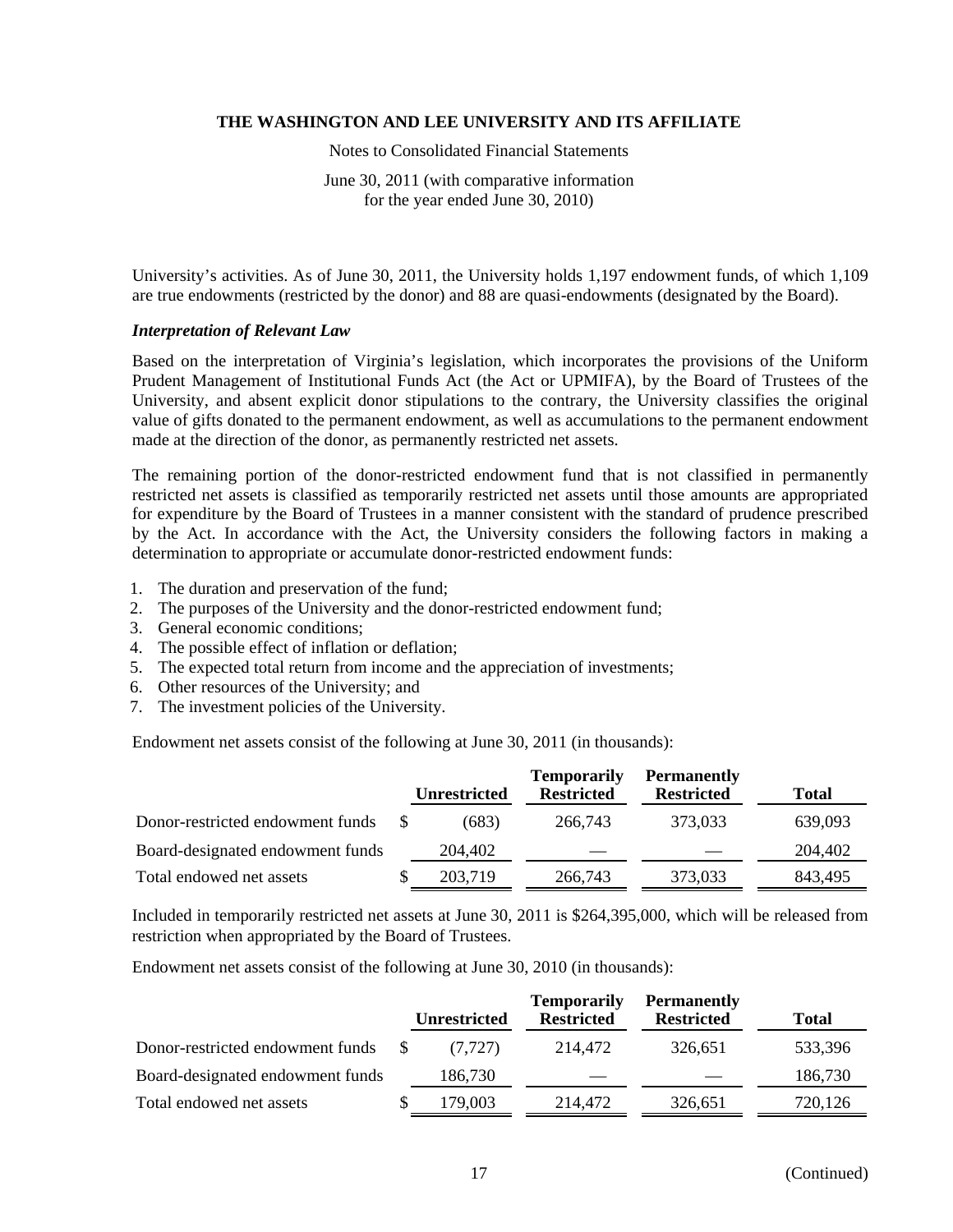University's activities. As of June 30, 2011, the University holds 1,197 endowment funds, of which 1,109 are true endowments (restricted by the donor) and 88 are quasi-endowments (designated by the Board).

### *Interpretation of Relevant Law*

Based on the interpretation of Virginia's legislation, which incorporates the provisions of the Uniform Prudent Management of Institutional Funds Act (the Act or UPMIFA), by the Board of Trustees of the University, and absent explicit donor stipulations to the contrary, the University classifies the original value of gifts donated to the permanent endowment, as well as accumulations to the permanent endowment made at the direction of the donor, as permanently restricted net assets.

The remaining portion of the donor-restricted endowment fund that is not classified in permanently restricted net assets is classified as temporarily restricted net assets until those amounts are appropriated for expenditure by the Board of Trustees in a manner consistent with the standard of prudence prescribed by the Act. In accordance with the Act, the University considers the following factors in making a determination to appropriate or accumulate donor-restricted endowment funds:

1. The duration and preservation of the fund;
2. The purposes of the University and the donor-restricted endowment fund;
3. General economic conditions;
4. The possible effect of inflation or deflation;
5. The expected total return from income and the appreciation of investments;
6. Other resources of the University; and
7. The investment policies of the University.

Endowment net assets consist of the following at June 30, 2011 (in thousands):

| | Unrestricted | Temporarily Restricted | Permanently Restricted | Total |
|---|---|---|---|---|
| Donor-restricted endowment funds | $ (683) | 266,743 | 373,033 | 639,093 |
| Board-designated endowment funds | 204,402 | — | — | 204,402 |
| Total endowed net assets | $ 203,719 | 266,743 | 373,033 | 843,495 |

Included in temporarily restricted net assets at June 30, 2011 is $264,395,000, which will be released from restriction when appropriated by the Board of Trustees.

Endowment net assets consist of the following at June 30, 2010 (in thousands):

| | Unrestricted | Temporarily Restricted | Permanently Restricted | Total |
|---|---|---|---|---|
| Donor-restricted endowment funds | $ (7,727) | 214,472 | 326,651 | 533,396 |
| Board-designated endowment funds | 186,730 | — | — | 186,730 |
| Total endowed net assets | $ 179,003 | 214,472 | 326,651 | 720,126 |

(Continued)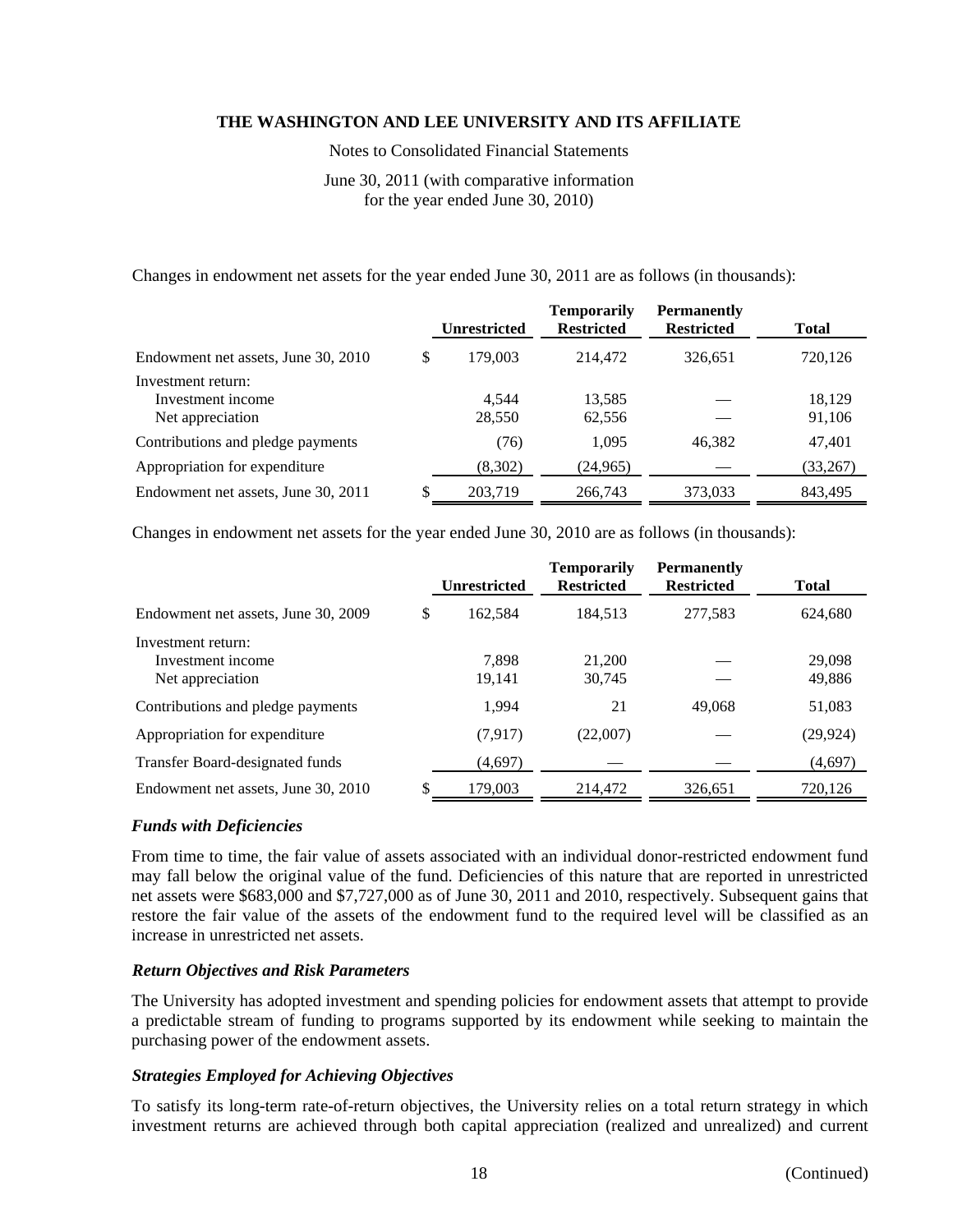Changes in endowment net assets for the year ended June 30, 2011 are as follows (in thousands):

| | Unrestricted | Temporarily Restricted | Permanently Restricted | Total |
|---|---|---|---|---|
| Endowment net assets, June 30, 2010 | $ 179,003 | 214,472 | 326,651 | 720,126 |
| Investment return: | | | | |
| Investment income | 4,544 | 13,585 | — | 18,129 |
| Net appreciation | 28,550 | 62,556 | — | 91,106 |
| Contributions and pledge payments | (76) | 1,095 | 46,382 | 47,401 |
| Appropriation for expenditure | (8,302) | (24,965) | — | (33,267) |
| Endowment net assets, June 30, 2011 | $ 203,719 | 266,743 | 373,033 | 843,495 |

Changes in endowment net assets for the year ended June 30, 2010 are as follows (in thousands):

| | Unrestricted | Temporarily Restricted | Permanently Restricted | Total |
|---|---|---|---|---|
| Endowment net assets, June 30, 2009 | $ 162,584 | 184,513 | 277,583 | 624,680 |
| Investment return: | | | | |
| Investment income | 7,898 | 21,200 | — | 29,098 |
| Net appreciation | 19,141 | 30,745 | — | 49,886 |
| Contributions and pledge payments | 1,994 | 21 | 49,068 | 51,083 |
| Appropriation for expenditure | (7,917) | (22,007) | — | (29,924) |
| Transfer Board-designated funds | (4,697) | — | — | (4,697) |
| Endowment net assets, June 30, 2010 | $ 179,003 | 214,472 | 326,651 | 720,126 |

### *Funds with Deficiencies*

From time to time, the fair value of assets associated with an individual donor-restricted endowment fund may fall below the original value of the fund. Deficiencies of this nature that are reported in unrestricted net assets were $683,000 and $7,727,000 as of June 30, 2011 and 2010, respectively. Subsequent gains that restore the fair value of the assets of the endowment fund to the required level will be classified as an increase in unrestricted net assets.

### *Return Objectives and Risk Parameters*

The University has adopted investment and spending policies for endowment assets that attempt to provide a predictable stream of funding to programs supported by its endowment while seeking to maintain the purchasing power of the endowment assets.

### *Strategies Employed for Achieving Objectives*

To satisfy its long-term rate-of-return objectives, the University relies on a total return strategy in which investment returns are achieved through both capital appreciation (realized and unrealized) and current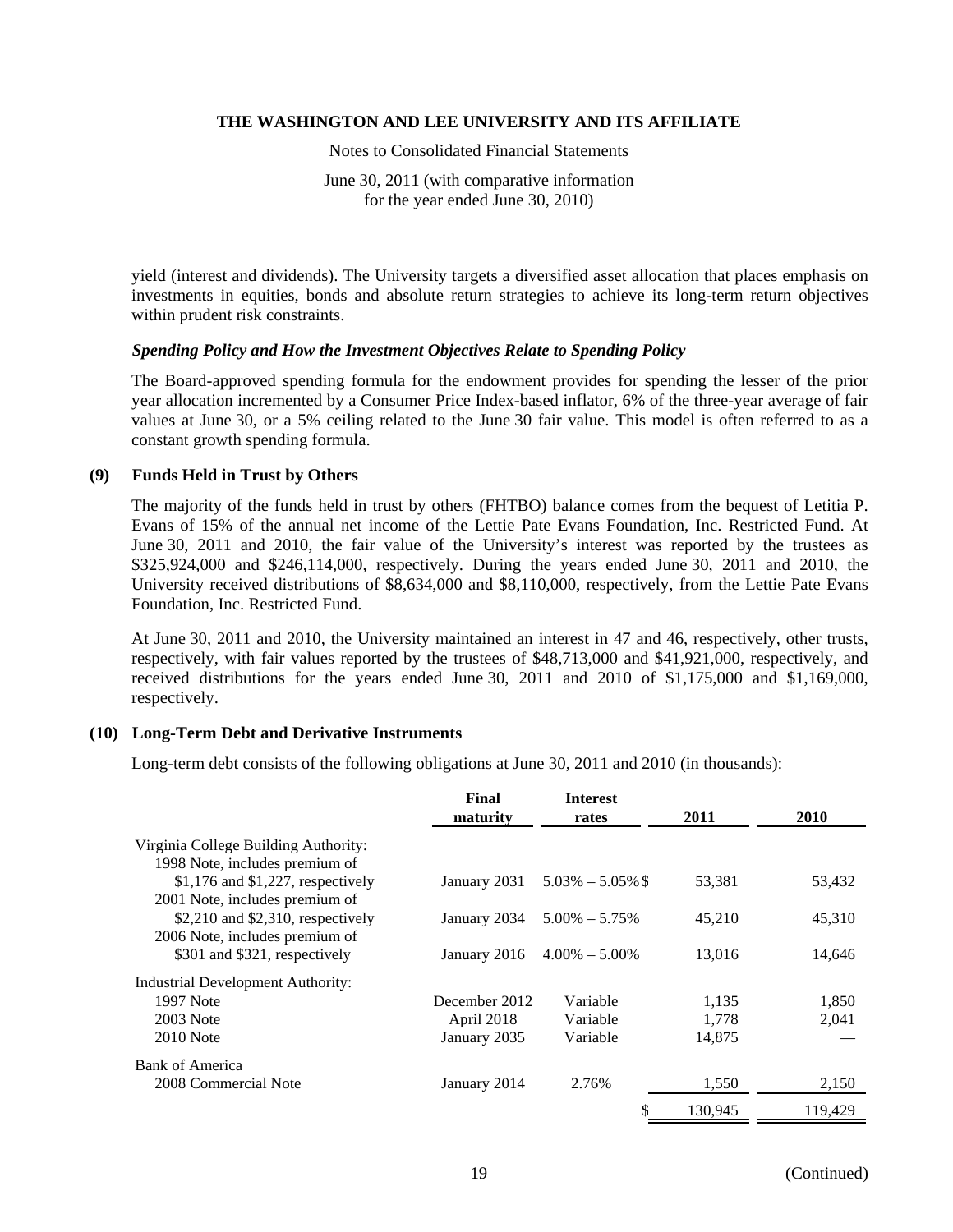yield (interest and dividends). The University targets a diversified asset allocation that places emphasis on investments in equities, bonds and absolute return strategies to achieve its long-term return objectives within prudent risk constraints.

***Spending Policy and How the Investment Objectives Relate to Spending Policy***

The Board-approved spending formula for the endowment provides for spending the lesser of the prior year allocation incremented by a Consumer Price Index-based inflator, 6% of the three-year average of fair values at June 30, or a 5% ceiling related to the June 30 fair value. This model is often referred to as a constant growth spending formula.

## (9) Funds Held in Trust by Others

The majority of the funds held in trust by others (FHTBO) balance comes from the bequest of Letitia P. Evans of 15% of the annual net income of the Lettie Pate Evans Foundation, Inc. Restricted Fund. At June 30, 2011 and 2010, the fair value of the University's interest was reported by the trustees as $325,924,000 and $246,114,000, respectively. During the years ended June 30, 2011 and 2010, the University received distributions of $8,634,000 and $8,110,000, respectively, from the Lettie Pate Evans Foundation, Inc. Restricted Fund.

At June 30, 2011 and 2010, the University maintained an interest in 47 and 46, respectively, other trusts, respectively, with fair values reported by the trustees of $48,713,000 and $41,921,000, respectively, and received distributions for the years ended June 30, 2011 and 2010 of $1,175,000 and $1,169,000, respectively.

## (10) Long-Term Debt and Derivative Instruments

Long-term debt consists of the following obligations at June 30, 2011 and 2010 (in thousands):

| | Final maturity | Interest rates | 2011 | 2010 |
|---|---|---|---|---|
| Virginia College Building Authority: | | | | |
| 1998 Note, includes premium of $1,176 and $1,227, respectively | January 2031 | 5.03% – 5.05% | $ 53,381 | 53,432 |
| 2001 Note, includes premium of $2,210 and $2,310, respectively | January 2034 | 5.00% – 5.75% | 45,210 | 45,310 |
| 2006 Note, includes premium of $301 and $321, respectively | January 2016 | 4.00% – 5.00% | 13,016 | 14,646 |
| Industrial Development Authority: | | | | |
| 1997 Note | December 2012 | Variable | 1,135 | 1,850 |
| 2003 Note | April 2018 | Variable | 1,778 | 2,041 |
| 2010 Note | January 2035 | Variable | 14,875 | — |
| Bank of America | | | | |
| 2008 Commercial Note | January 2014 | 2.76% | 1,550 | 2,150 |
| | | | $ 130,945 | 119,429 |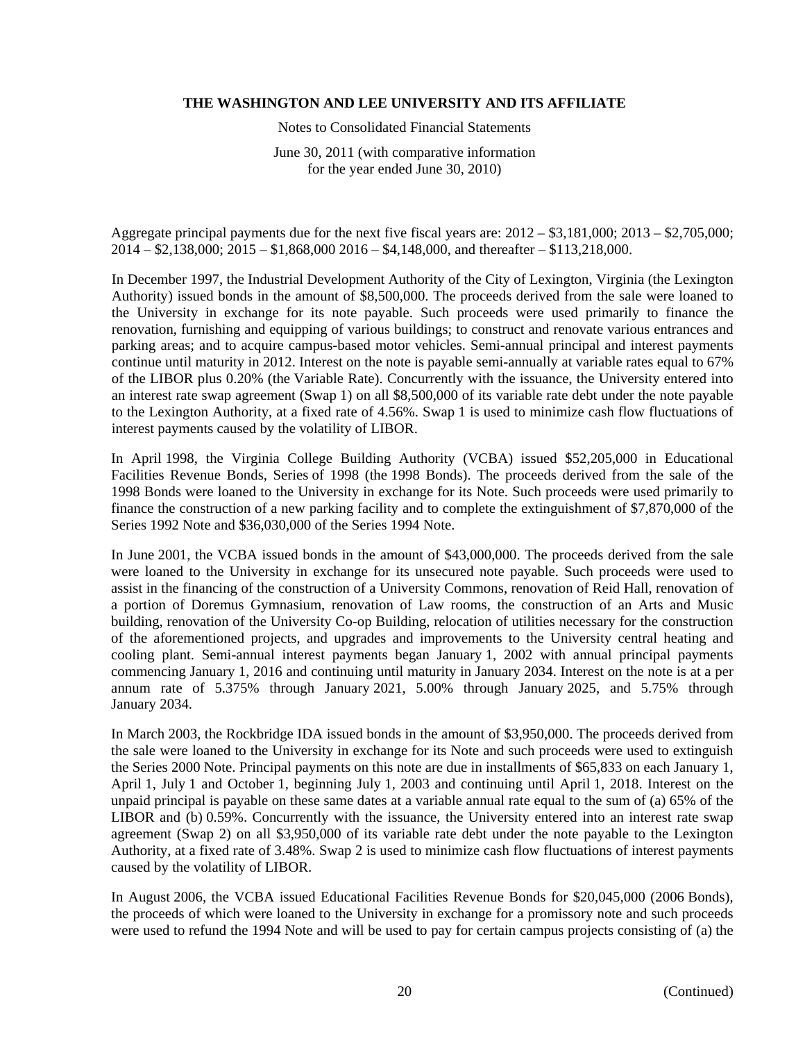Aggregate principal payments due for the next five fiscal years are: 2012 – $3,181,000; 2013 – $2,705,000; 2014 – $2,138,000; 2015 – $1,868,000 2016 – $4,148,000, and thereafter – $113,218,000.

In December 1997, the Industrial Development Authority of the City of Lexington, Virginia (the Lexington Authority) issued bonds in the amount of $8,500,000. The proceeds derived from the sale were loaned to the University in exchange for its note payable. Such proceeds were used primarily to finance the renovation, furnishing and equipping of various buildings; to construct and renovate various entrances and parking areas; and to acquire campus-based motor vehicles. Semi-annual principal and interest payments continue until maturity in 2012. Interest on the note is payable semi-annually at variable rates equal to 67% of the LIBOR plus 0.20% (the Variable Rate). Concurrently with the issuance, the University entered into an interest rate swap agreement (Swap 1) on all $8,500,000 of its variable rate debt under the note payable to the Lexington Authority, at a fixed rate of 4.56%. Swap 1 is used to minimize cash flow fluctuations of interest payments caused by the volatility of LIBOR.

In April 1998, the Virginia College Building Authority (VCBA) issued $52,205,000 in Educational Facilities Revenue Bonds, Series of 1998 (the 1998 Bonds). The proceeds derived from the sale of the 1998 Bonds were loaned to the University in exchange for its Note. Such proceeds were used primarily to finance the construction of a new parking facility and to complete the extinguishment of $7,870,000 of the Series 1992 Note and $36,030,000 of the Series 1994 Note.

In June 2001, the VCBA issued bonds in the amount of $43,000,000. The proceeds derived from the sale were loaned to the University in exchange for its unsecured note payable. Such proceeds were used to assist in the financing of the construction of a University Commons, renovation of Reid Hall, renovation of a portion of Doremus Gymnasium, renovation of Law rooms, the construction of an Arts and Music building, renovation of the University Co-op Building, relocation of utilities necessary for the construction of the aforementioned projects, and upgrades and improvements to the University central heating and cooling plant. Semi-annual interest payments began January 1, 2002 with annual principal payments commencing January 1, 2016 and continuing until maturity in January 2034. Interest on the note is at a per annum rate of 5.375% through January 2021, 5.00% through January 2025, and 5.75% through January 2034.

In March 2003, the Rockbridge IDA issued bonds in the amount of $3,950,000. The proceeds derived from the sale were loaned to the University in exchange for its Note and such proceeds were used to extinguish the Series 2000 Note. Principal payments on this note are due in installments of $65,833 on each January 1, April 1, July 1 and October 1, beginning July 1, 2003 and continuing until April 1, 2018. Interest on the unpaid principal is payable on these same dates at a variable annual rate equal to the sum of (a) 65% of the LIBOR and (b) 0.59%. Concurrently with the issuance, the University entered into an interest rate swap agreement (Swap 2) on all $3,950,000 of its variable rate debt under the note payable to the Lexington Authority, at a fixed rate of 3.48%. Swap 2 is used to minimize cash flow fluctuations of interest payments caused by the volatility of LIBOR.

In August 2006, the VCBA issued Educational Facilities Revenue Bonds for $20,045,000 (2006 Bonds), the proceeds of which were loaned to the University in exchange for a promissory note and such proceeds were used to refund the 1994 Note and will be used to pay for certain campus projects consisting of (a) the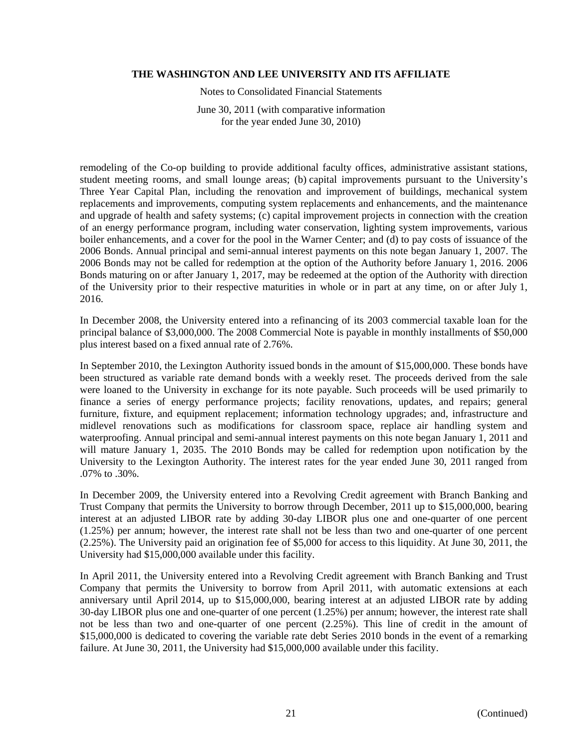remodeling of the Co-op building to provide additional faculty offices, administrative assistant stations, student meeting rooms, and small lounge areas; (b) capital improvements pursuant to the University's Three Year Capital Plan, including the renovation and improvement of buildings, mechanical system replacements and improvements, computing system replacements and enhancements, and the maintenance and upgrade of health and safety systems; (c) capital improvement projects in connection with the creation of an energy performance program, including water conservation, lighting system improvements, various boiler enhancements, and a cover for the pool in the Warner Center; and (d) to pay costs of issuance of the 2006 Bonds. Annual principal and semi-annual interest payments on this note began January 1, 2007. The 2006 Bonds may not be called for redemption at the option of the Authority before January 1, 2016. 2006 Bonds maturing on or after January 1, 2017, may be redeemed at the option of the Authority with direction of the University prior to their respective maturities in whole or in part at any time, on or after July 1, 2016.

In December 2008, the University entered into a refinancing of its 2003 commercial taxable loan for the principal balance of $3,000,000. The 2008 Commercial Note is payable in monthly installments of $50,000 plus interest based on a fixed annual rate of 2.76%.

In September 2010, the Lexington Authority issued bonds in the amount of $15,000,000. These bonds have been structured as variable rate demand bonds with a weekly reset. The proceeds derived from the sale were loaned to the University in exchange for its note payable. Such proceeds will be used primarily to finance a series of energy performance projects; facility renovations, updates, and repairs; general furniture, fixture, and equipment replacement; information technology upgrades; and, infrastructure and midlevel renovations such as modifications for classroom space, replace air handling system and waterproofing. Annual principal and semi-annual interest payments on this note began January 1, 2011 and will mature January 1, 2035. The 2010 Bonds may be called for redemption upon notification by the University to the Lexington Authority. The interest rates for the year ended June 30, 2011 ranged from .07% to .30%.

In December 2009, the University entered into a Revolving Credit agreement with Branch Banking and Trust Company that permits the University to borrow through December, 2011 up to $15,000,000, bearing interest at an adjusted LIBOR rate by adding 30-day LIBOR plus one and one-quarter of one percent (1.25%) per annum; however, the interest rate shall not be less than two and one-quarter of one percent (2.25%). The University paid an origination fee of $5,000 for access to this liquidity. At June 30, 2011, the University had $15,000,000 available under this facility.

In April 2011, the University entered into a Revolving Credit agreement with Branch Banking and Trust Company that permits the University to borrow from April 2011, with automatic extensions at each anniversary until April 2014, up to $15,000,000, bearing interest at an adjusted LIBOR rate by adding 30-day LIBOR plus one and one-quarter of one percent (1.25%) per annum; however, the interest rate shall not be less than two and one-quarter of one percent (2.25%). This line of credit in the amount of $15,000,000 is dedicated to covering the variable rate debt Series 2010 bonds in the event of a remarking failure. At June 30, 2011, the University had $15,000,000 available under this facility.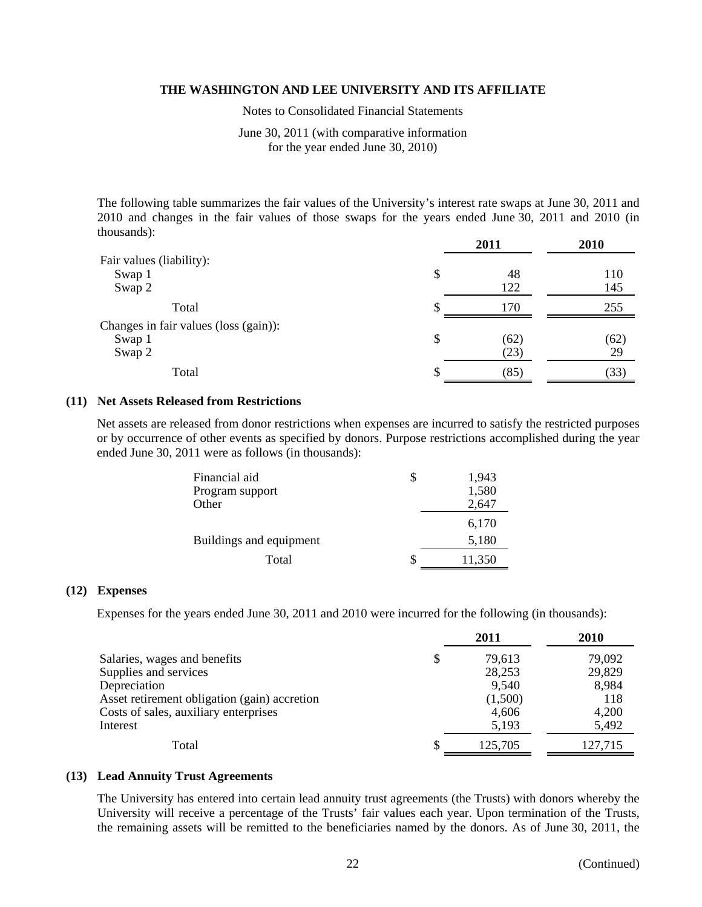The following table summarizes the fair values of the University's interest rate swaps at June 30, 2011 and 2010 and changes in the fair values of those swaps for the years ended June 30, 2011 and 2010 (in thousands):

| | | 2011 | 2010 |
|---|---|---|---|
| Fair values (liability): | | | |
| Swap 1 | $ | 48 | 110 |
| Swap 2 | | 122 | 145 |
| Total | $ | 170 | 255 |
| Changes in fair values (loss (gain)): | | | |
| Swap 1 | $ | (62) | (62) |
| Swap 2 | | (23) | 29 |
| Total | $ | (85) | (33) |

## (11) Net Assets Released from Restrictions

Net assets are released from donor restrictions when expenses are incurred to satisfy the restricted purposes or by occurrence of other events as specified by donors. Purpose restrictions accomplished during the year ended June 30, 2011 were as follows (in thousands):

| | | |
|---|---|---|
| Financial aid | $ | 1,943 |
| Program support | | 1,580 |
| Other | | 2,647 |
| | | 6,170 |
| Buildings and equipment | | 5,180 |
| Total | $ | 11,350 |

## (12) Expenses

Expenses for the years ended June 30, 2011 and 2010 were incurred for the following (in thousands):

| | | 2011 | 2010 |
|---|---|---|---|
| Salaries, wages and benefits | $ | 79,613 | 79,092 |
| Supplies and services | | 28,253 | 29,829 |
| Depreciation | | 9,540 | 8,984 |
| Asset retirement obligation (gain) accretion | | (1,500) | 118 |
| Costs of sales, auxiliary enterprises | | 4,606 | 4,200 |
| Interest | | 5,193 | 5,492 |
| Total | $ | 125,705 | 127,715 |

## (13) Lead Annuity Trust Agreements

The University has entered into certain lead annuity trust agreements (the Trusts) with donors whereby the University will receive a percentage of the Trusts' fair values each year. Upon termination of the Trusts, the remaining assets will be remitted to the beneficiaries named by the donors. As of June 30, 2011, the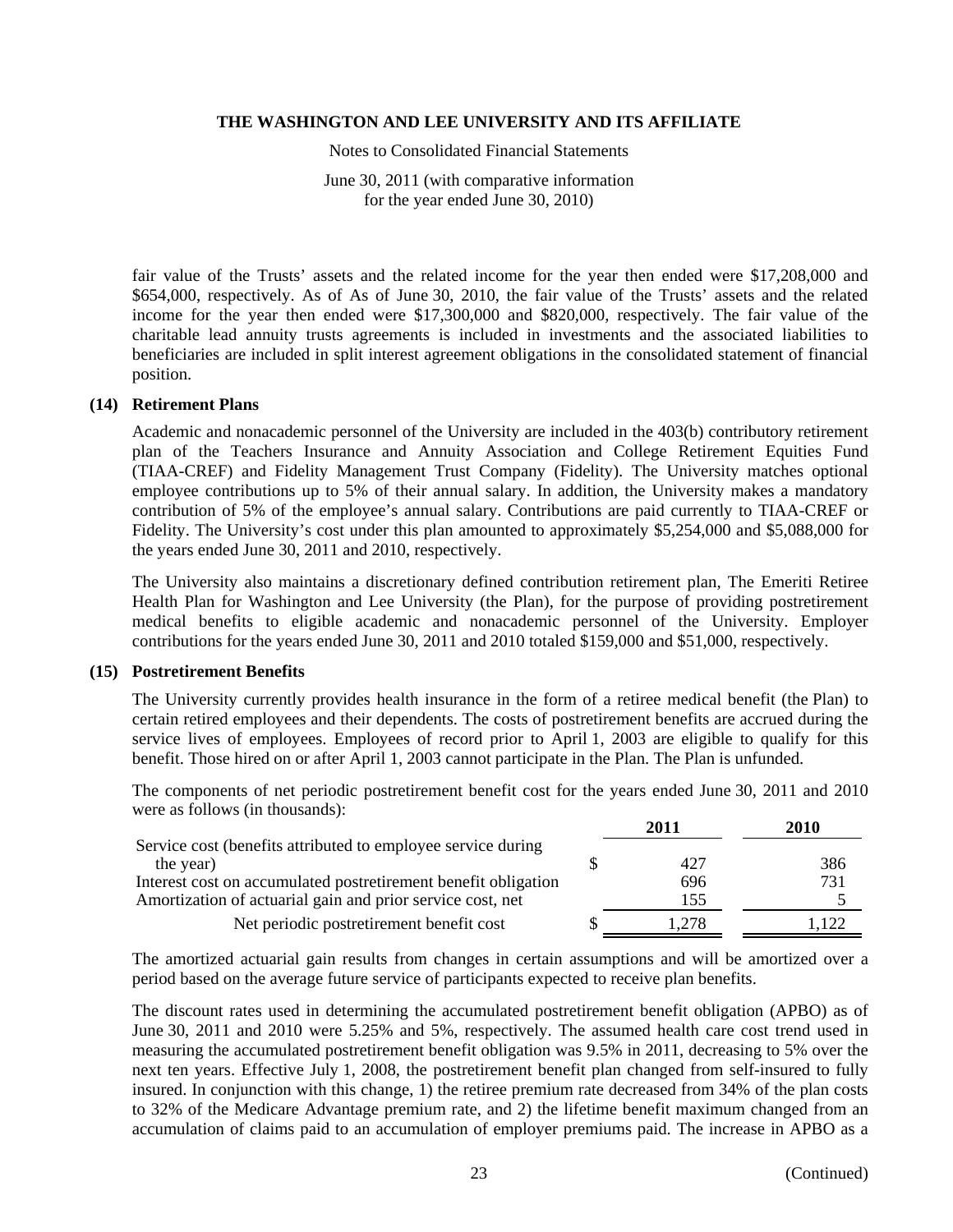fair value of the Trusts' assets and the related income for the year then ended were $17,208,000 and $654,000, respectively. As of As of June 30, 2010, the fair value of the Trusts' assets and the related income for the year then ended were $17,300,000 and $820,000, respectively. The fair value of the charitable lead annuity trusts agreements is included in investments and the associated liabilities to beneficiaries are included in split interest agreement obligations in the consolidated statement of financial position.

## (14) Retirement Plans

Academic and nonacademic personnel of the University are included in the 403(b) contributory retirement plan of the Teachers Insurance and Annuity Association and College Retirement Equities Fund (TIAA-CREF) and Fidelity Management Trust Company (Fidelity). The University matches optional employee contributions up to 5% of their annual salary. In addition, the University makes a mandatory contribution of 5% of the employee's annual salary. Contributions are paid currently to TIAA-CREF or Fidelity. The University's cost under this plan amounted to approximately $5,254,000 and $5,088,000 for the years ended June 30, 2011 and 2010, respectively.

The University also maintains a discretionary defined contribution retirement plan, The Emeriti Retiree Health Plan for Washington and Lee University (the Plan), for the purpose of providing postretirement medical benefits to eligible academic and nonacademic personnel of the University. Employer contributions for the years ended June 30, 2011 and 2010 totaled $159,000 and $51,000, respectively.

## (15) Postretirement Benefits

The University currently provides health insurance in the form of a retiree medical benefit (the Plan) to certain retired employees and their dependents. The costs of postretirement benefits are accrued during the service lives of employees. Employees of record prior to April 1, 2003 are eligible to qualify for this benefit. Those hired on or after April 1, 2003 cannot participate in the Plan. The Plan is unfunded.

The components of net periodic postretirement benefit cost for the years ended June 30, 2011 and 2010 were as follows (in thousands):

| | 2011 | 2010 |
|---|---|---|
| Service cost (benefits attributed to employee service during the year) | $ 427 | 386 |
| Interest cost on accumulated postretirement benefit obligation | 696 | 731 |
| Amortization of actuarial gain and prior service cost, net | 155 | 5 |
| Net periodic postretirement benefit cost | $ 1,278 | 1,122 |

The amortized actuarial gain results from changes in certain assumptions and will be amortized over a period based on the average future service of participants expected to receive plan benefits.

The discount rates used in determining the accumulated postretirement benefit obligation (APBO) as of June 30, 2011 and 2010 were 5.25% and 5%, respectively. The assumed health care cost trend used in measuring the accumulated postretirement benefit obligation was 9.5% in 2011, decreasing to 5% over the next ten years. Effective July 1, 2008, the postretirement benefit plan changed from self-insured to fully insured. In conjunction with this change, 1) the retiree premium rate decreased from 34% of the plan costs to 32% of the Medicare Advantage premium rate, and 2) the lifetime benefit maximum changed from an accumulation of claims paid to an accumulation of employer premiums paid. The increase in APBO as a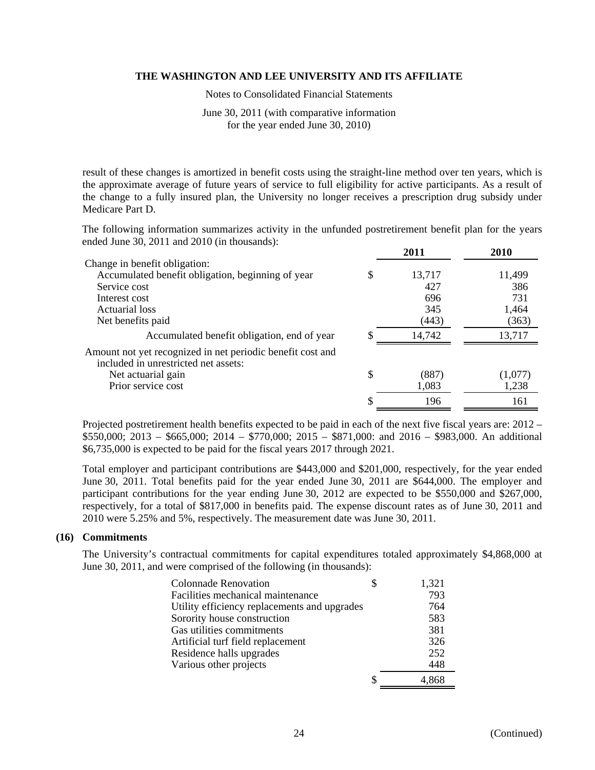result of these changes is amortized in benefit costs using the straight-line method over ten years, which is the approximate average of future years of service to full eligibility for active participants. As a result of the change to a fully insured plan, the University no longer receives a prescription drug subsidy under Medicare Part D.

The following information summarizes activity in the unfunded postretirement benefit plan for the years ended June 30, 2011 and 2010 (in thousands):

| | 2011 | 2010 |
|---|---|---|
| Change in benefit obligation: | | |
| Accumulated benefit obligation, beginning of year | $ 13,717 | 11,499 |
| Service cost | 427 | 386 |
| Interest cost | 696 | 731 |
| Actuarial loss | 345 | 1,464 |
| Net benefits paid | (443) | (363) |
| Accumulated benefit obligation, end of year | $ 14,742 | 13,717 |
| Amount not yet recognized in net periodic benefit cost and included in unrestricted net assets: | | |
| Net actuarial gain | $ (887) | (1,077) |
| Prior service cost | 1,083 | 1,238 |
| | $ 196 | 161 |

Projected postretirement health benefits expected to be paid in each of the next five fiscal years are: 2012 – $550,000; 2013 – $665,000; 2014 – $770,000; 2015 – $871,000: and 2016 – $983,000. An additional $6,735,000 is expected to be paid for the fiscal years 2017 through 2021.

Total employer and participant contributions are $443,000 and $201,000, respectively, for the year ended June 30, 2011. Total benefits paid for the year ended June 30, 2011 are $644,000. The employer and participant contributions for the year ending June 30, 2012 are expected to be $550,000 and $267,000, respectively, for a total of $817,000 in benefits paid. The expense discount rates as of June 30, 2011 and 2010 were 5.25% and 5%, respectively. The measurement date was June 30, 2011.

## (16) Commitments

The University's contractual commitments for capital expenditures totaled approximately $4,868,000 at June 30, 2011, and were comprised of the following (in thousands):

| | |
|---|---|
| Colonnade Renovation | $ 1,321 |
| Facilities mechanical maintenance | 793 |
| Utility efficiency replacements and upgrades | 764 |
| Sorority house construction | 583 |
| Gas utilities commitments | 381 |
| Artificial turf field replacement | 326 |
| Residence halls upgrades | 252 |
| Various other projects | 448 |
| | $ 4,868 |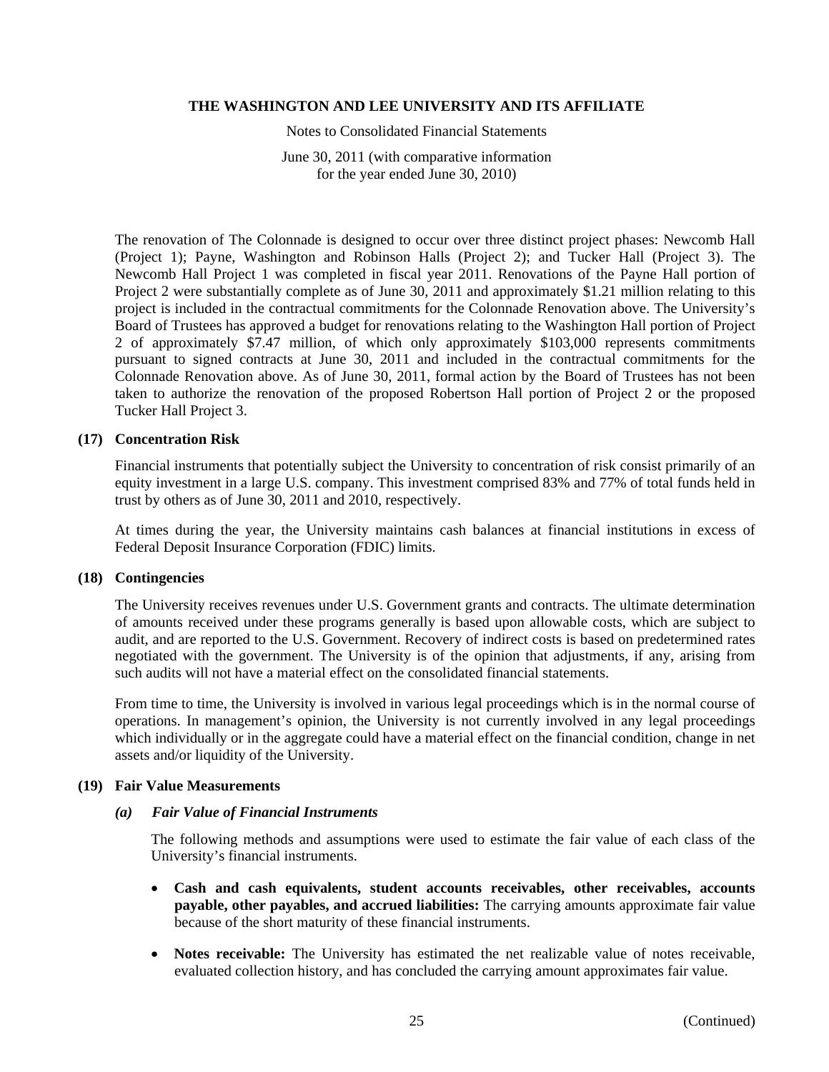The renovation of The Colonnade is designed to occur over three distinct project phases: Newcomb Hall (Project 1); Payne, Washington and Robinson Halls (Project 2); and Tucker Hall (Project 3). The Newcomb Hall Project 1 was completed in fiscal year 2011. Renovations of the Payne Hall portion of Project 2 were substantially complete as of June 30, 2011 and approximately $1.21 million relating to this project is included in the contractual commitments for the Colonnade Renovation above. The University's Board of Trustees has approved a budget for renovations relating to the Washington Hall portion of Project 2 of approximately $7.47 million, of which only approximately $103,000 represents commitments pursuant to signed contracts at June 30, 2011 and included in the contractual commitments for the Colonnade Renovation above. As of June 30, 2011, formal action by the Board of Trustees has not been taken to authorize the renovation of the proposed Robertson Hall portion of Project 2 or the proposed Tucker Hall Project 3.

## (17) Concentration Risk

Financial instruments that potentially subject the University to concentration of risk consist primarily of an equity investment in a large U.S. company. This investment comprised 83% and 77% of total funds held in trust by others as of June 30, 2011 and 2010, respectively.

At times during the year, the University maintains cash balances at financial institutions in excess of Federal Deposit Insurance Corporation (FDIC) limits.

## (18) Contingencies

The University receives revenues under U.S. Government grants and contracts. The ultimate determination of amounts received under these programs generally is based upon allowable costs, which are subject to audit, and are reported to the U.S. Government. Recovery of indirect costs is based on predetermined rates negotiated with the government. The University is of the opinion that adjustments, if any, arising from such audits will not have a material effect on the consolidated financial statements.

From time to time, the University is involved in various legal proceedings which is in the normal course of operations. In management's opinion, the University is not currently involved in any legal proceedings which individually or in the aggregate could have a material effect on the financial condition, change in net assets and/or liquidity of the University.

## (19) Fair Value Measurements

### *(a) Fair Value of Financial Instruments*

The following methods and assumptions were used to estimate the fair value of each class of the University's financial instruments.

- **Cash and cash equivalents, student accounts receivables, other receivables, accounts payable, other payables, and accrued liabilities:** The carrying amounts approximate fair value because of the short maturity of these financial instruments.

- **Notes receivable:** The University has estimated the net realizable value of notes receivable, evaluated collection history, and has concluded the carrying amount approximates fair value.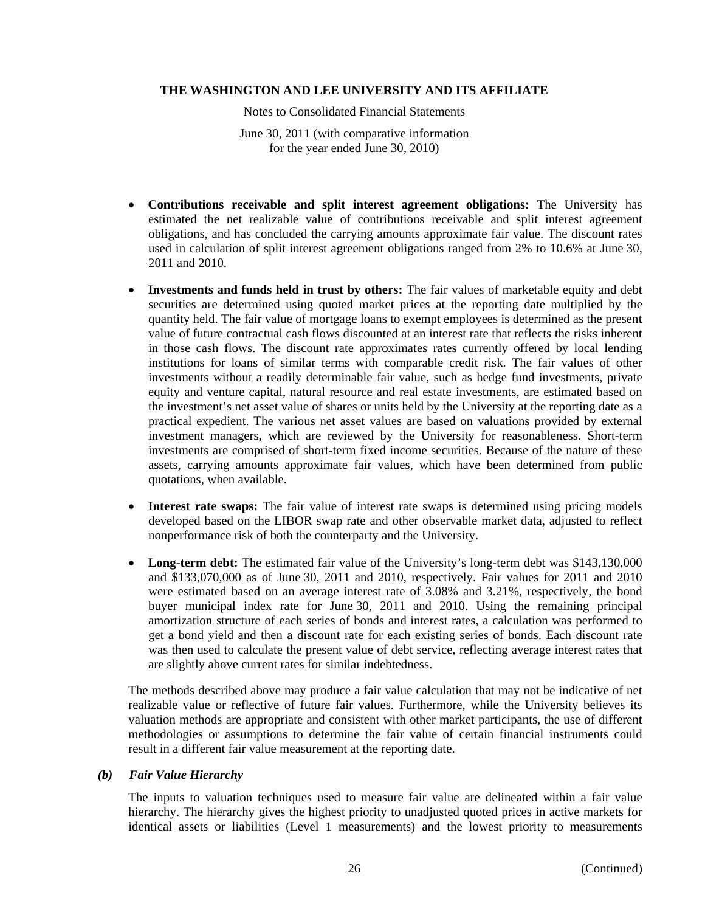- **Contributions receivable and split interest agreement obligations:** The University has estimated the net realizable value of contributions receivable and split interest agreement obligations, and has concluded the carrying amounts approximate fair value. The discount rates used in calculation of split interest agreement obligations ranged from 2% to 10.6% at June 30, 2011 and 2010.

- **Investments and funds held in trust by others:** The fair values of marketable equity and debt securities are determined using quoted market prices at the reporting date multiplied by the quantity held. The fair value of mortgage loans to exempt employees is determined as the present value of future contractual cash flows discounted at an interest rate that reflects the risks inherent in those cash flows. The discount rate approximates rates currently offered by local lending institutions for loans of similar terms with comparable credit risk. The fair values of other investments without a readily determinable fair value, such as hedge fund investments, private equity and venture capital, natural resource and real estate investments, are estimated based on the investment's net asset value of shares or units held by the University at the reporting date as a practical expedient. The various net asset values are based on valuations provided by external investment managers, which are reviewed by the University for reasonableness. Short-term investments are comprised of short-term fixed income securities. Because of the nature of these assets, carrying amounts approximate fair values, which have been determined from public quotations, when available.

- **Interest rate swaps:** The fair value of interest rate swaps is determined using pricing models developed based on the LIBOR swap rate and other observable market data, adjusted to reflect nonperformance risk of both the counterparty and the University.

- **Long-term debt:** The estimated fair value of the University's long-term debt was $143,130,000 and $133,070,000 as of June 30, 2011 and 2010, respectively. Fair values for 2011 and 2010 were estimated based on an average interest rate of 3.08% and 3.21%, respectively, the bond buyer municipal index rate for June 30, 2011 and 2010. Using the remaining principal amortization structure of each series of bonds and interest rates, a calculation was performed to get a bond yield and then a discount rate for each existing series of bonds. Each discount rate was then used to calculate the present value of debt service, reflecting average interest rates that are slightly above current rates for similar indebtedness.

The methods described above may produce a fair value calculation that may not be indicative of net realizable value or reflective of future fair values. Furthermore, while the University believes its valuation methods are appropriate and consistent with other market participants, the use of different methodologies or assumptions to determine the fair value of certain financial instruments could result in a different fair value measurement at the reporting date.

### *(b) Fair Value Hierarchy*

The inputs to valuation techniques used to measure fair value are delineated within a fair value hierarchy. The hierarchy gives the highest priority to unadjusted quoted prices in active markets for identical assets or liabilities (Level 1 measurements) and the lowest priority to measurements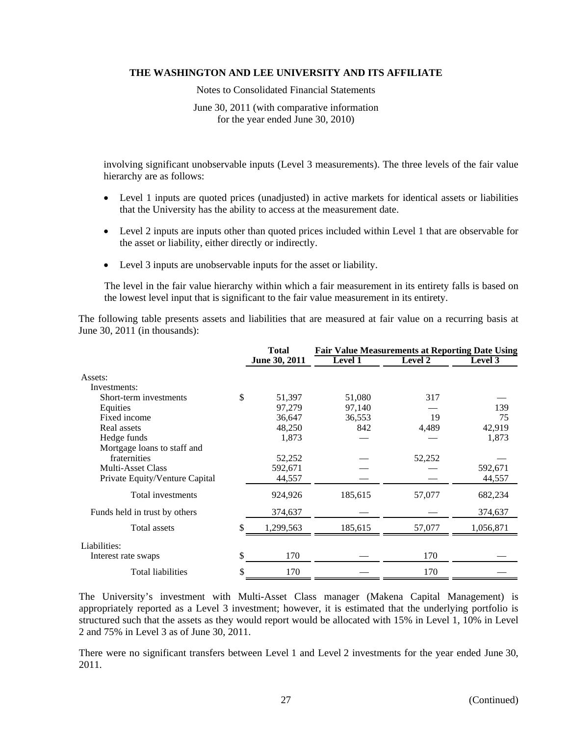involving significant unobservable inputs (Level 3 measurements). The three levels of the fair value hierarchy are as follows:

- Level 1 inputs are quoted prices (unadjusted) in active markets for identical assets or liabilities that the University has the ability to access at the measurement date.
- Level 2 inputs are inputs other than quoted prices included within Level 1 that are observable for the asset or liability, either directly or indirectly.
- Level 3 inputs are unobservable inputs for the asset or liability.

The level in the fair value hierarchy within which a fair measurement in its entirety falls is based on the lowest level input that is significant to the fair value measurement in its entirety.

The following table presents assets and liabilities that are measured at fair value on a recurring basis at June 30, 2011 (in thousands):

| | Total | Fair Value Measurements at Reporting Date Using | | |
|---|---|---|---|---|
| | June 30, 2011 | Level 1 | Level 2 | Level 3 |
| Assets: | | | | |
| Investments: | | | | |
| Short-term investments | $ 51,397 | 51,080 | 317 | — |
| Equities | 97,279 | 97,140 | — | 139 |
| Fixed income | 36,647 | 36,553 | 19 | 75 |
| Real assets | 48,250 | 842 | 4,489 | 42,919 |
| Hedge funds | 1,873 | — | — | 1,873 |
| Mortgage loans to staff and fraternities | 52,252 | — | 52,252 | — |
| Multi-Asset Class | 592,671 | — | — | 592,671 |
| Private Equity/Venture Capital | 44,557 | — | — | 44,557 |
| Total investments | 924,926 | 185,615 | 57,077 | 682,234 |
| Funds held in trust by others | 374,637 | — | — | 374,637 |
| Total assets | $ 1,299,563 | 185,615 | 57,077 | 1,056,871 |
| Liabilities: | | | | |
| Interest rate swaps | $ 170 | — | 170 | — |
| Total liabilities | $ 170 | — | 170 | — |

The University's investment with Multi-Asset Class manager (Makena Capital Management) is appropriately reported as a Level 3 investment; however, it is estimated that the underlying portfolio is structured such that the assets as they would report would be allocated with 15% in Level 1, 10% in Level 2 and 75% in Level 3 as of June 30, 2011.

There were no significant transfers between Level 1 and Level 2 investments for the year ended June 30, 2011.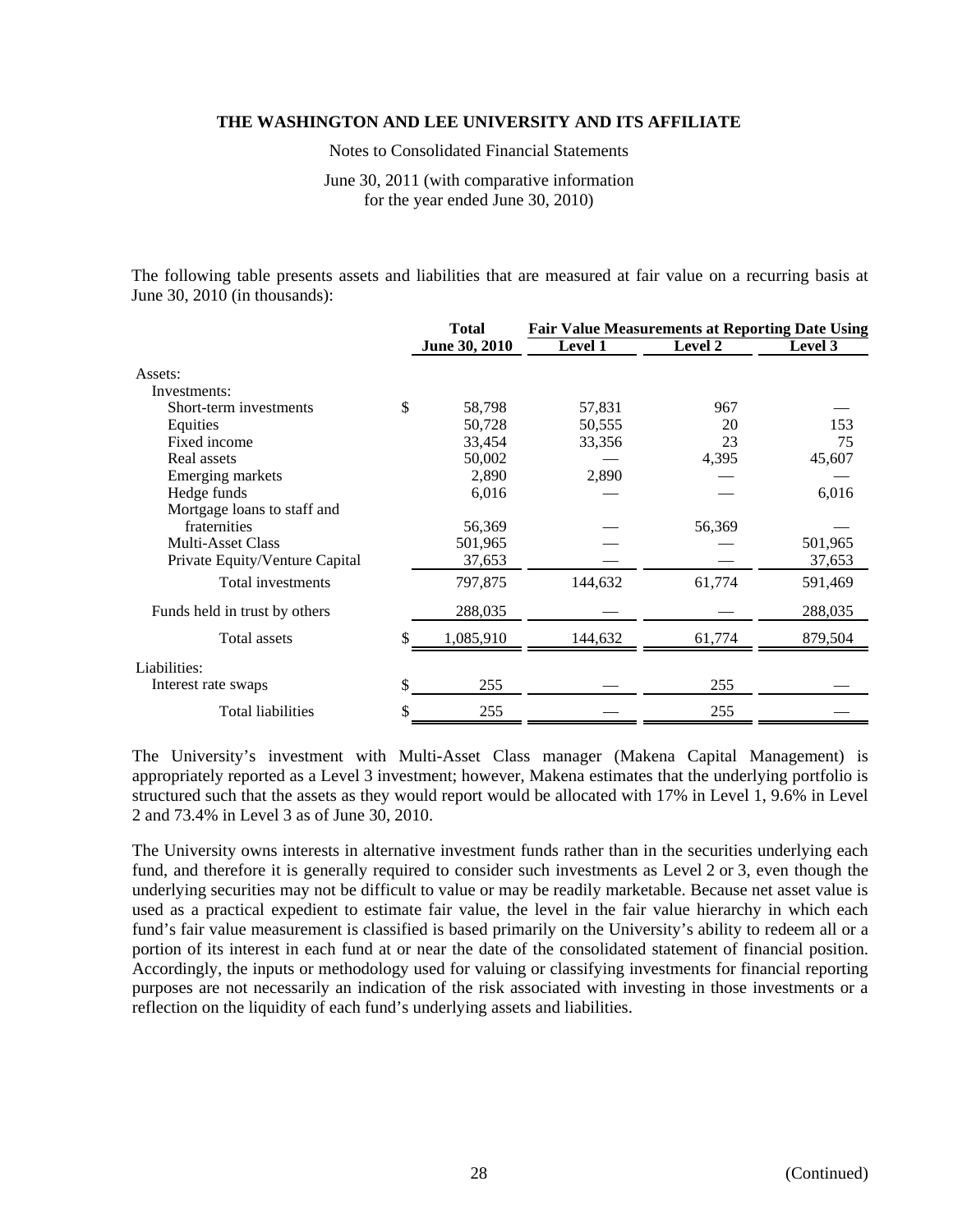**THE WASHINGTON AND LEE UNIVERSITY AND ITS AFFILIATE**

Notes to Consolidated Financial Statements

June 30, 2011 (with comparative information for the year ended June 30, 2010)

The following table presents assets and liabilities that are measured at fair value on a recurring basis at June 30, 2010 (in thousands):

| | Total | Fair Value Measurements at Reporting Date Using | | |
|---|---|---|---|---|
| | June 30, 2010 | Level 1 | Level 2 | Level 3 |
| Assets: | | | | |
| Investments: | | | | |
| Short-term investments | $ 58,798 | 57,831 | 967 | — |
| Equities | 50,728 | 50,555 | 20 | 153 |
| Fixed income | 33,454 | 33,356 | 23 | 75 |
| Real assets | 50,002 | — | 4,395 | 45,607 |
| Emerging markets | 2,890 | 2,890 | — | — |
| Hedge funds | 6,016 | — | — | 6,016 |
| Mortgage loans to staff and fraternities | 56,369 | — | 56,369 | — |
| Multi-Asset Class | 501,965 | — | — | 501,965 |
| Private Equity/Venture Capital | 37,653 | — | — | 37,653 |
| Total investments | 797,875 | 144,632 | 61,774 | 591,469 |
| Funds held in trust by others | 288,035 | — | — | 288,035 |
| Total assets | $ 1,085,910 | 144,632 | 61,774 | 879,504 |
| Liabilities: | | | | |
| Interest rate swaps | $ 255 | — | 255 | — |
| Total liabilities | $ 255 | — | 255 | — |

The University's investment with Multi-Asset Class manager (Makena Capital Management) is appropriately reported as a Level 3 investment; however, Makena estimates that the underlying portfolio is structured such that the assets as they would report would be allocated with 17% in Level 1, 9.6% in Level 2 and 73.4% in Level 3 as of June 30, 2010.

The University owns interests in alternative investment funds rather than in the securities underlying each fund, and therefore it is generally required to consider such investments as Level 2 or 3, even though the underlying securities may not be difficult to value or may be readily marketable. Because net asset value is used as a practical expedient to estimate fair value, the level in the fair value hierarchy in which each fund's fair value measurement is classified is based primarily on the University's ability to redeem all or a portion of its interest in each fund at or near the date of the consolidated statement of financial position. Accordingly, the inputs or methodology used for valuing or classifying investments for financial reporting purposes are not necessarily an indication of the risk associated with investing in those investments or a reflection on the liquidity of each fund's underlying assets and liabilities.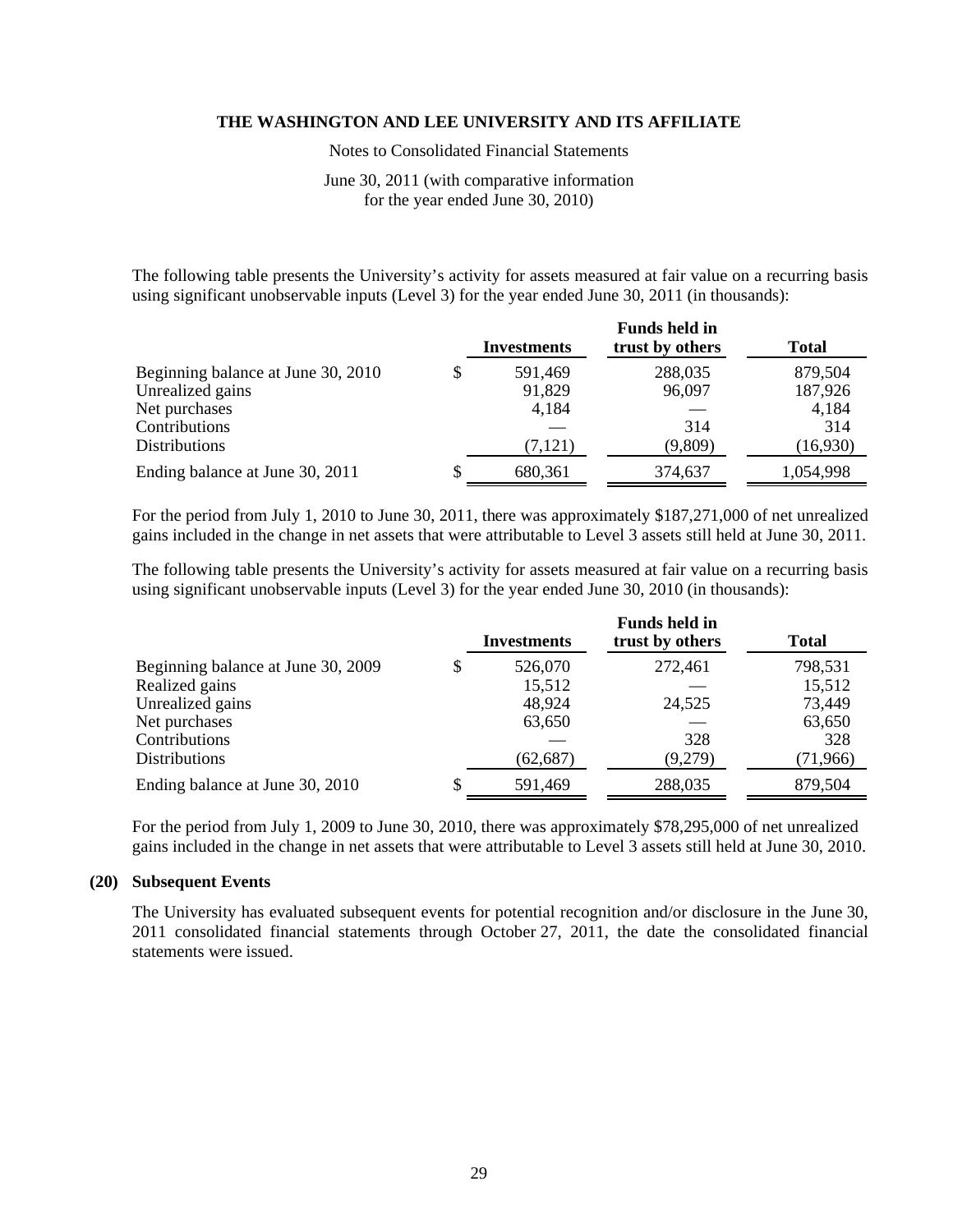The following table presents the University's activity for assets measured at fair value on a recurring basis using significant unobservable inputs (Level 3) for the year ended June 30, 2011 (in thousands):

| | Investments | Funds held in trust by others | Total |
|---|---|---|---|
| Beginning balance at June 30, 2010 | $ 591,469 | 288,035 | 879,504 |
| Unrealized gains | 91,829 | 96,097 | 187,926 |
| Net purchases | 4,184 | — | 4,184 |
| Contributions | — | 314 | 314 |
| Distributions | (7,121) | (9,809) | (16,930) |
| Ending balance at June 30, 2011 | $ 680,361 | 374,637 | 1,054,998 |

For the period from July 1, 2010 to June 30, 2011, there was approximately $187,271,000 of net unrealized gains included in the change in net assets that were attributable to Level 3 assets still held at June 30, 2011.

The following table presents the University's activity for assets measured at fair value on a recurring basis using significant unobservable inputs (Level 3) for the year ended June 30, 2010 (in thousands):

| | Investments | Funds held in trust by others | Total |
|---|---|---|---|
| Beginning balance at June 30, 2009 | $ 526,070 | 272,461 | 798,531 |
| Realized gains | 15,512 | — | 15,512 |
| Unrealized gains | 48,924 | 24,525 | 73,449 |
| Net purchases | 63,650 | — | 63,650 |
| Contributions | — | 328 | 328 |
| Distributions | (62,687) | (9,279) | (71,966) |
| Ending balance at June 30, 2010 | $ 591,469 | 288,035 | 879,504 |

For the period from July 1, 2009 to June 30, 2010, there was approximately $78,295,000 of net unrealized gains included in the change in net assets that were attributable to Level 3 assets still held at June 30, 2010.

## (20) Subsequent Events

The University has evaluated subsequent events for potential recognition and/or disclosure in the June 30, 2011 consolidated financial statements through October 27, 2011, the date the consolidated financial statements were issued.